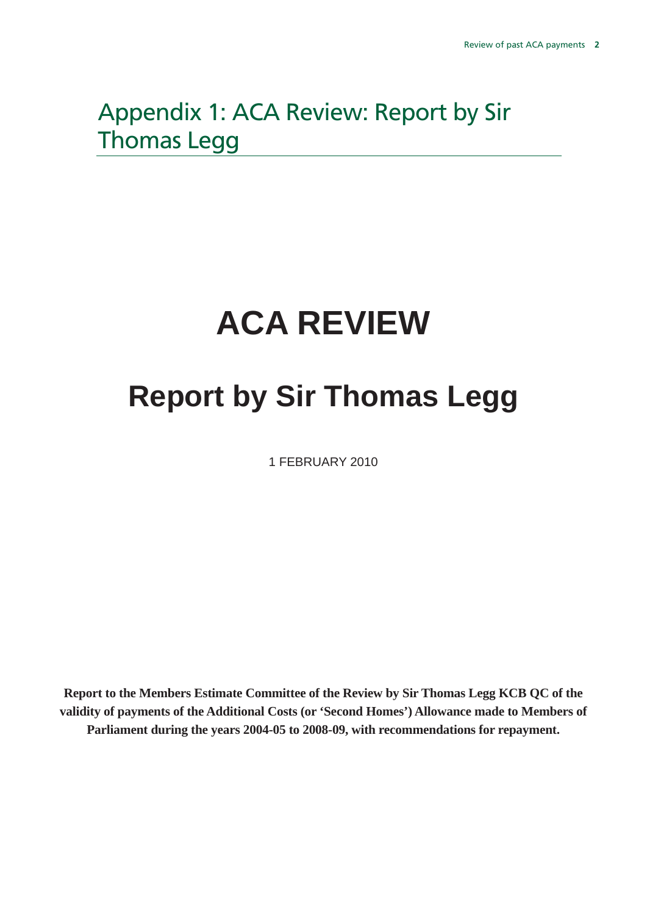# Appendix 1: ACA Review: Report by Sir Thomas Legg

# ACA REVIEW

# Report by Sir Thomas Legg

1 FEBRUARY 2010

**Report to the Members Estimate Committee of the Review by Sir Thomas Legg KCB QC of the validity of payments of the Additional Costs (or 'Second Homes') Allowance made to Members of Parliament during the years 2004-05 to 2008-09, with recommendations for repayment.**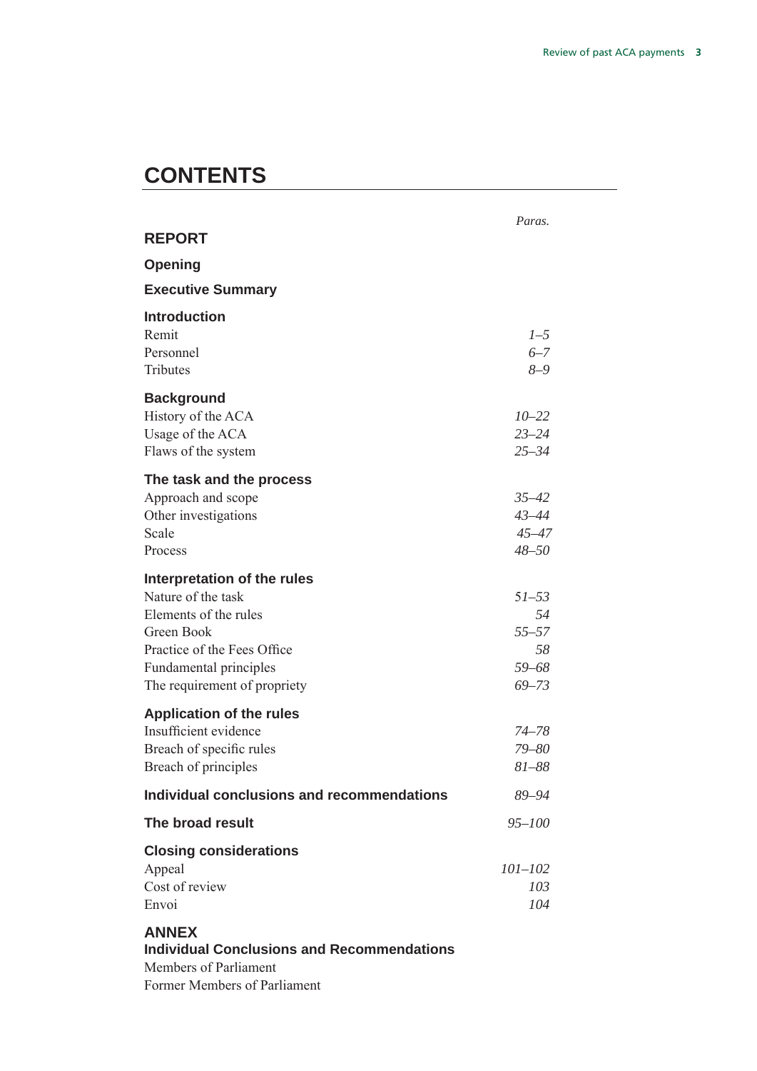# CONTENTS

| | *Paras.* |
|---|---|
| **REPORT** | |
| **Opening** | |
| **Executive Summary** | |
| **Introduction** | |
| Remit | *1–5* |
| Personnel | *6–7* |
| Tributes | *8–9* |
| **Background** | |
| History of the ACA | *10–22* |
| Usage of the ACA | *23–24* |
| Flaws of the system | *25–34* |
| **The task and the process** | |
| Approach and scope | *35–42* |
| Other investigations | *43–44* |
| Scale | *45–47* |
| Process | *48–50* |
| **Interpretation of the rules** | |
| Nature of the task | *51–53* |
| Elements of the rules | *54* |
| Green Book | *55–57* |
| Practice of the Fees Office | *58* |
| Fundamental principles | *59–68* |
| The requirement of propriety | *69–73* |
| **Application of the rules** | |
| Insufficient evidence | *74–78* |
| Breach of specific rules | *79–80* |
| Breach of principles | *81–88* |
| **Individual conclusions and recommendations** | *89–94* |
| **The broad result** | *95–100* |
| **Closing considerations** | |
| Appeal | *101–102* |
| Cost of review | *103* |
| Envoi | *104* |
| **ANNEX** | |
| **Individual Conclusions and Recommendations** | |
| Members of Parliament | |
| Former Members of Parliament | |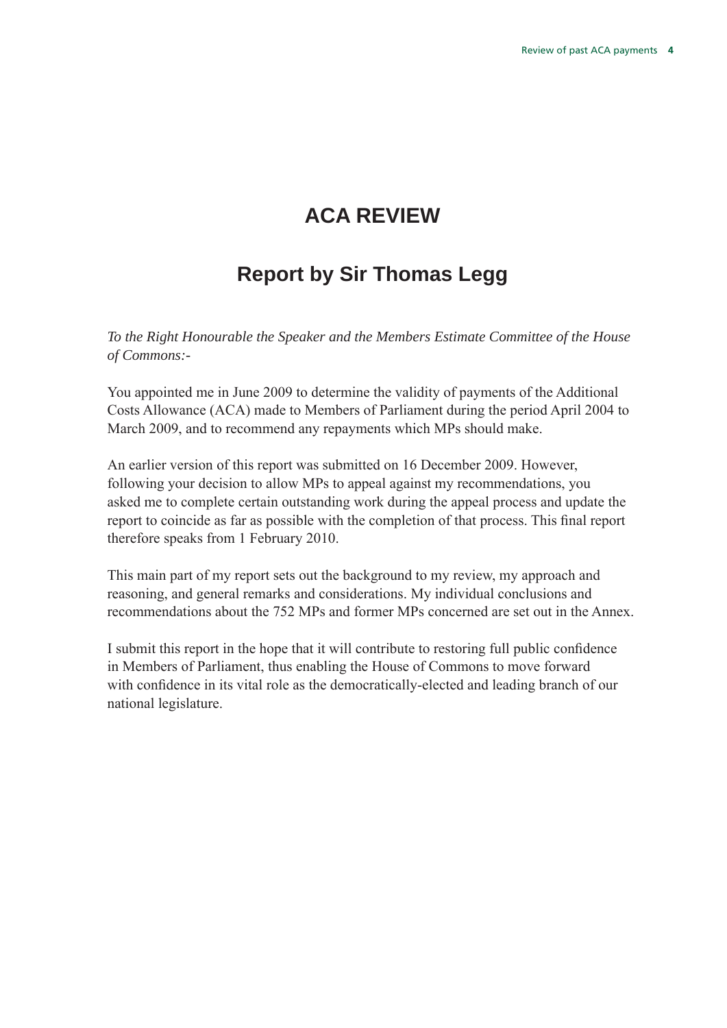# ACA REVIEW

## Report by Sir Thomas Legg

*To the Right Honourable the Speaker and the Members Estimate Committee of the House of Commons:-*

You appointed me in June 2009 to determine the validity of payments of the Additional Costs Allowance (ACA) made to Members of Parliament during the period April 2004 to March 2009, and to recommend any repayments which MPs should make.

An earlier version of this report was submitted on 16 December 2009. However, following your decision to allow MPs to appeal against my recommendations, you asked me to complete certain outstanding work during the appeal process and update the report to coincide as far as possible with the completion of that process. This final report therefore speaks from 1 February 2010.

This main part of my report sets out the background to my review, my approach and reasoning, and general remarks and considerations. My individual conclusions and recommendations about the 752 MPs and former MPs concerned are set out in the Annex.

I submit this report in the hope that it will contribute to restoring full public confidence in Members of Parliament, thus enabling the House of Commons to move forward with confidence in its vital role as the democratically-elected and leading branch of our national legislature.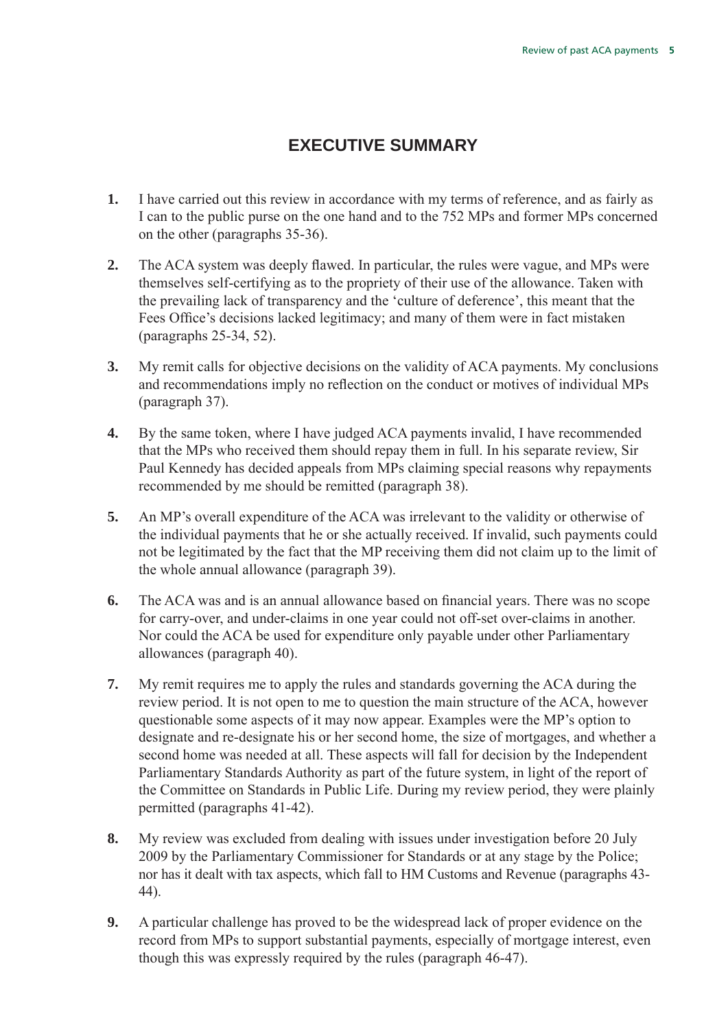## EXECUTIVE SUMMARY

**1.** I have carried out this review in accordance with my terms of reference, and as fairly as I can to the public purse on the one hand and to the 752 MPs and former MPs concerned on the other (paragraphs 35-36).

**2.** The ACA system was deeply flawed. In particular, the rules were vague, and MPs were themselves self-certifying as to the propriety of their use of the allowance. Taken with the prevailing lack of transparency and the 'culture of deference', this meant that the Fees Office's decisions lacked legitimacy; and many of them were in fact mistaken (paragraphs 25-34, 52).

**3.** My remit calls for objective decisions on the validity of ACA payments. My conclusions and recommendations imply no reflection on the conduct or motives of individual MPs (paragraph 37).

**4.** By the same token, where I have judged ACA payments invalid, I have recommended that the MPs who received them should repay them in full. In his separate review, Sir Paul Kennedy has decided appeals from MPs claiming special reasons why repayments recommended by me should be remitted (paragraph 38).

**5.** An MP's overall expenditure of the ACA was irrelevant to the validity or otherwise of the individual payments that he or she actually received. If invalid, such payments could not be legitimated by the fact that the MP receiving them did not claim up to the limit of the whole annual allowance (paragraph 39).

**6.** The ACA was and is an annual allowance based on financial years. There was no scope for carry-over, and under-claims in one year could not off-set over-claims in another. Nor could the ACA be used for expenditure only payable under other Parliamentary allowances (paragraph 40).

**7.** My remit requires me to apply the rules and standards governing the ACA during the review period. It is not open to me to question the main structure of the ACA, however questionable some aspects of it may now appear. Examples were the MP's option to designate and re-designate his or her second home, the size of mortgages, and whether a second home was needed at all. These aspects will fall for decision by the Independent Parliamentary Standards Authority as part of the future system, in light of the report of the Committee on Standards in Public Life. During my review period, they were plainly permitted (paragraphs 41-42).

**8.** My review was excluded from dealing with issues under investigation before 20 July 2009 by the Parliamentary Commissioner for Standards or at any stage by the Police; nor has it dealt with tax aspects, which fall to HM Customs and Revenue (paragraphs 43-44).

**9.** A particular challenge has proved to be the widespread lack of proper evidence on the record from MPs to support substantial payments, especially of mortgage interest, even though this was expressly required by the rules (paragraph 46-47).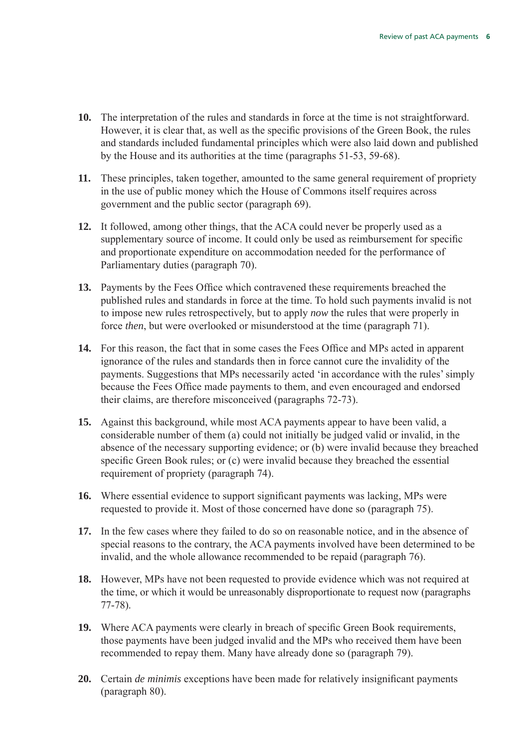**10.** The interpretation of the rules and standards in force at the time is not straightforward. However, it is clear that, as well as the specific provisions of the Green Book, the rules and standards included fundamental principles which were also laid down and published by the House and its authorities at the time (paragraphs 51-53, 59-68).

**11.** These principles, taken together, amounted to the same general requirement of propriety in the use of public money which the House of Commons itself requires across government and the public sector (paragraph 69).

**12.** It followed, among other things, that the ACA could never be properly used as a supplementary source of income. It could only be used as reimbursement for specific and proportionate expenditure on accommodation needed for the performance of Parliamentary duties (paragraph 70).

**13.** Payments by the Fees Office which contravened these requirements breached the published rules and standards in force at the time. To hold such payments invalid is not to impose new rules retrospectively, but to apply *now* the rules that were properly in force *then*, but were overlooked or misunderstood at the time (paragraph 71).

**14.** For this reason, the fact that in some cases the Fees Office and MPs acted in apparent ignorance of the rules and standards then in force cannot cure the invalidity of the payments. Suggestions that MPs necessarily acted 'in accordance with the rules' simply because the Fees Office made payments to them, and even encouraged and endorsed their claims, are therefore misconceived (paragraphs 72-73).

**15.** Against this background, while most ACA payments appear to have been valid, a considerable number of them (a) could not initially be judged valid or invalid, in the absence of the necessary supporting evidence; or (b) were invalid because they breached specific Green Book rules; or (c) were invalid because they breached the essential requirement of propriety (paragraph 74).

**16.** Where essential evidence to support significant payments was lacking, MPs were requested to provide it. Most of those concerned have done so (paragraph 75).

**17.** In the few cases where they failed to do so on reasonable notice, and in the absence of special reasons to the contrary, the ACA payments involved have been determined to be invalid, and the whole allowance recommended to be repaid (paragraph 76).

**18.** However, MPs have not been requested to provide evidence which was not required at the time, or which it would be unreasonably disproportionate to request now (paragraphs 77-78).

**19.** Where ACA payments were clearly in breach of specific Green Book requirements, those payments have been judged invalid and the MPs who received them have been recommended to repay them. Many have already done so (paragraph 79).

**20.** Certain *de minimis* exceptions have been made for relatively insignificant payments (paragraph 80).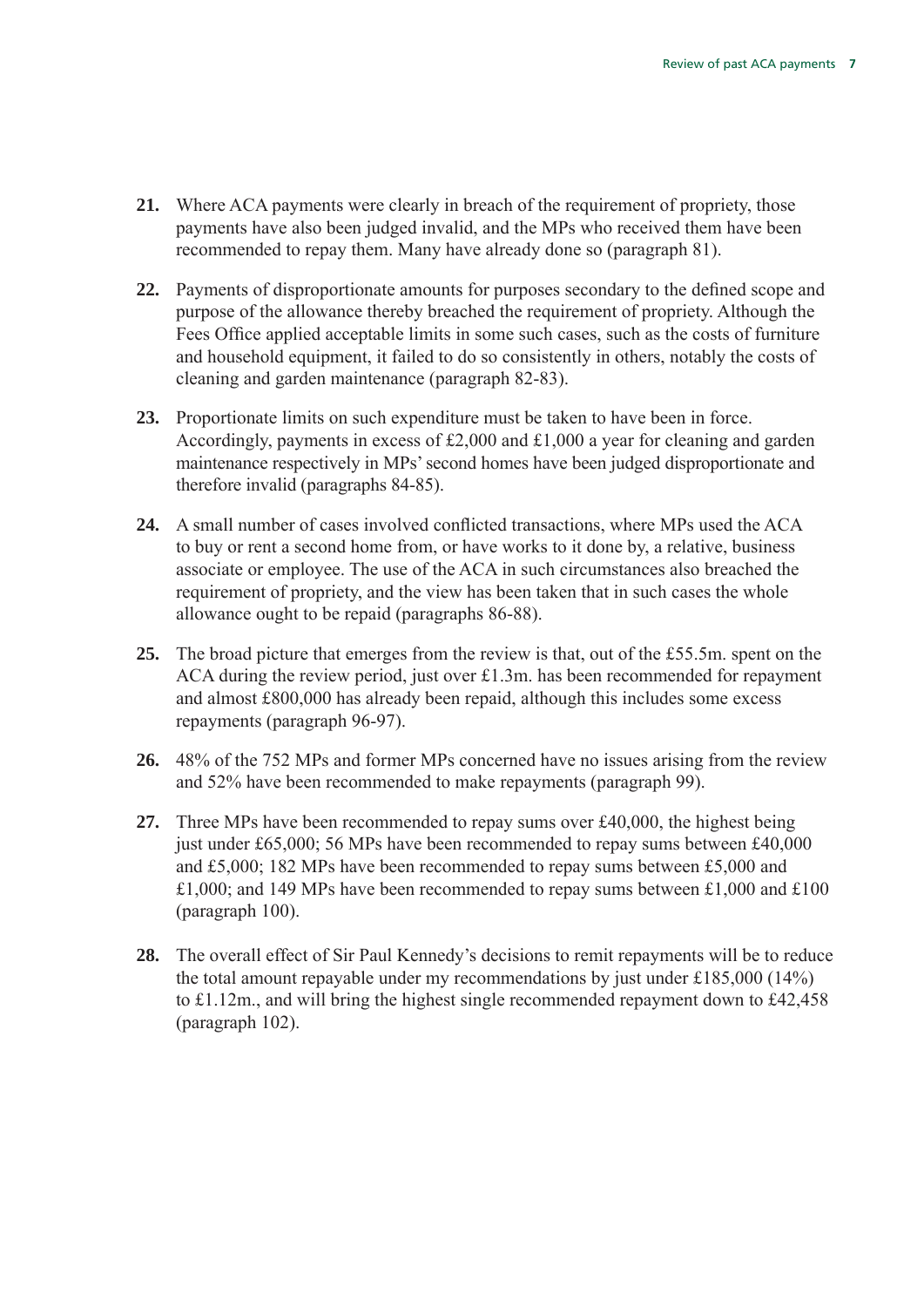**21.** Where ACA payments were clearly in breach of the requirement of propriety, those payments have also been judged invalid, and the MPs who received them have been recommended to repay them. Many have already done so (paragraph 81).

**22.** Payments of disproportionate amounts for purposes secondary to the defined scope and purpose of the allowance thereby breached the requirement of propriety. Although the Fees Office applied acceptable limits in some such cases, such as the costs of furniture and household equipment, it failed to do so consistently in others, notably the costs of cleaning and garden maintenance (paragraph 82-83).

**23.** Proportionate limits on such expenditure must be taken to have been in force. Accordingly, payments in excess of £2,000 and £1,000 a year for cleaning and garden maintenance respectively in MPs' second homes have been judged disproportionate and therefore invalid (paragraphs 84-85).

**24.** A small number of cases involved conflicted transactions, where MPs used the ACA to buy or rent a second home from, or have works to it done by, a relative, business associate or employee. The use of the ACA in such circumstances also breached the requirement of propriety, and the view has been taken that in such cases the whole allowance ought to be repaid (paragraphs 86-88).

**25.** The broad picture that emerges from the review is that, out of the £55.5m. spent on the ACA during the review period, just over £1.3m. has been recommended for repayment and almost £800,000 has already been repaid, although this includes some excess repayments (paragraph 96-97).

**26.** 48% of the 752 MPs and former MPs concerned have no issues arising from the review and 52% have been recommended to make repayments (paragraph 99).

**27.** Three MPs have been recommended to repay sums over £40,000, the highest being just under £65,000; 56 MPs have been recommended to repay sums between £40,000 and £5,000; 182 MPs have been recommended to repay sums between £5,000 and £1,000; and 149 MPs have been recommended to repay sums between £1,000 and £100 (paragraph 100).

**28.** The overall effect of Sir Paul Kennedy's decisions to remit repayments will be to reduce the total amount repayable under my recommendations by just under £185,000 (14%) to £1.12m., and will bring the highest single recommended repayment down to £42,458 (paragraph 102).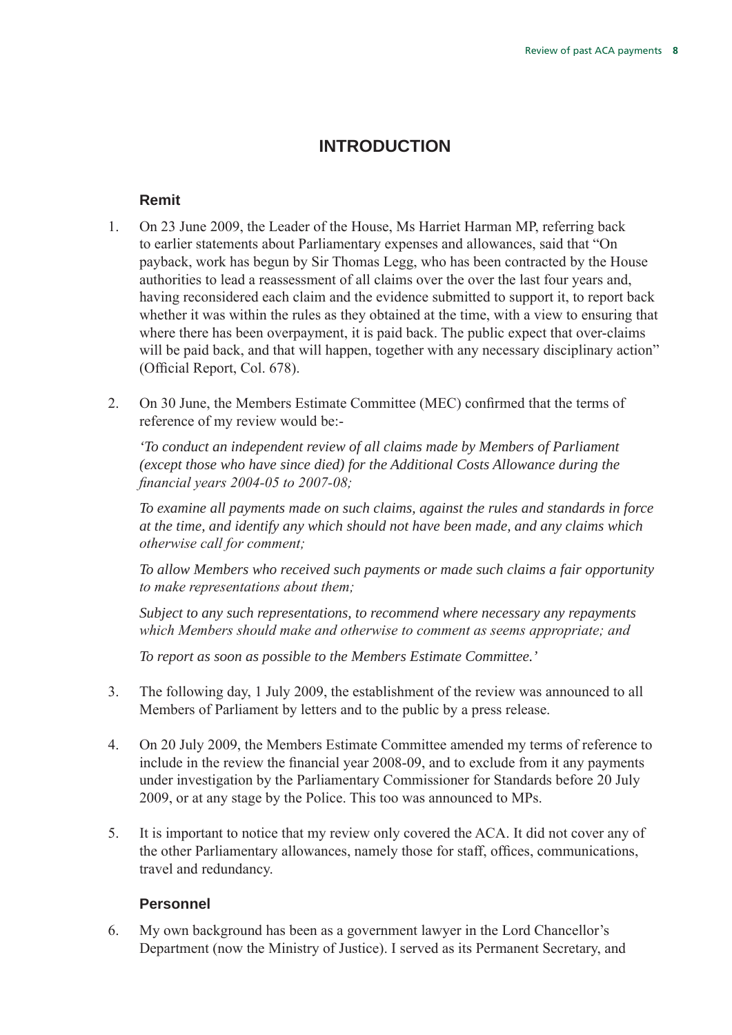# INTRODUCTION

## Remit

1. On 23 June 2009, the Leader of the House, Ms Harriet Harman MP, referring back to earlier statements about Parliamentary expenses and allowances, said that "On payback, work has begun by Sir Thomas Legg, who has been contracted by the House authorities to lead a reassessment of all claims over the over the last four years and, having reconsidered each claim and the evidence submitted to support it, to report back whether it was within the rules as they obtained at the time, with a view to ensuring that where there has been overpayment, it is paid back. The public expect that over-claims will be paid back, and that will happen, together with any necessary disciplinary action" (Official Report, Col. 678).

2. On 30 June, the Members Estimate Committee (MEC) confirmed that the terms of reference of my review would be:-

   *'To conduct an independent review of all claims made by Members of Parliament (except those who have since died) for the Additional Costs Allowance during the financial years 2004-05 to 2007-08;*

   *To examine all payments made on such claims, against the rules and standards in force at the time, and identify any which should not have been made, and any claims which otherwise call for comment;*

   *To allow Members who received such payments or made such claims a fair opportunity to make representations about them;*

   *Subject to any such representations, to recommend where necessary any repayments which Members should make and otherwise to comment as seems appropriate; and*

   *To report as soon as possible to the Members Estimate Committee.'*

3. The following day, 1 July 2009, the establishment of the review was announced to all Members of Parliament by letters and to the public by a press release.

4. On 20 July 2009, the Members Estimate Committee amended my terms of reference to include in the review the financial year 2008-09, and to exclude from it any payments under investigation by the Parliamentary Commissioner for Standards before 20 July 2009, or at any stage by the Police. This too was announced to MPs.

5. It is important to notice that my review only covered the ACA. It did not cover any of the other Parliamentary allowances, namely those for staff, offices, communications, travel and redundancy.

## Personnel

6. My own background has been as a government lawyer in the Lord Chancellor's Department (now the Ministry of Justice). I served as its Permanent Secretary, and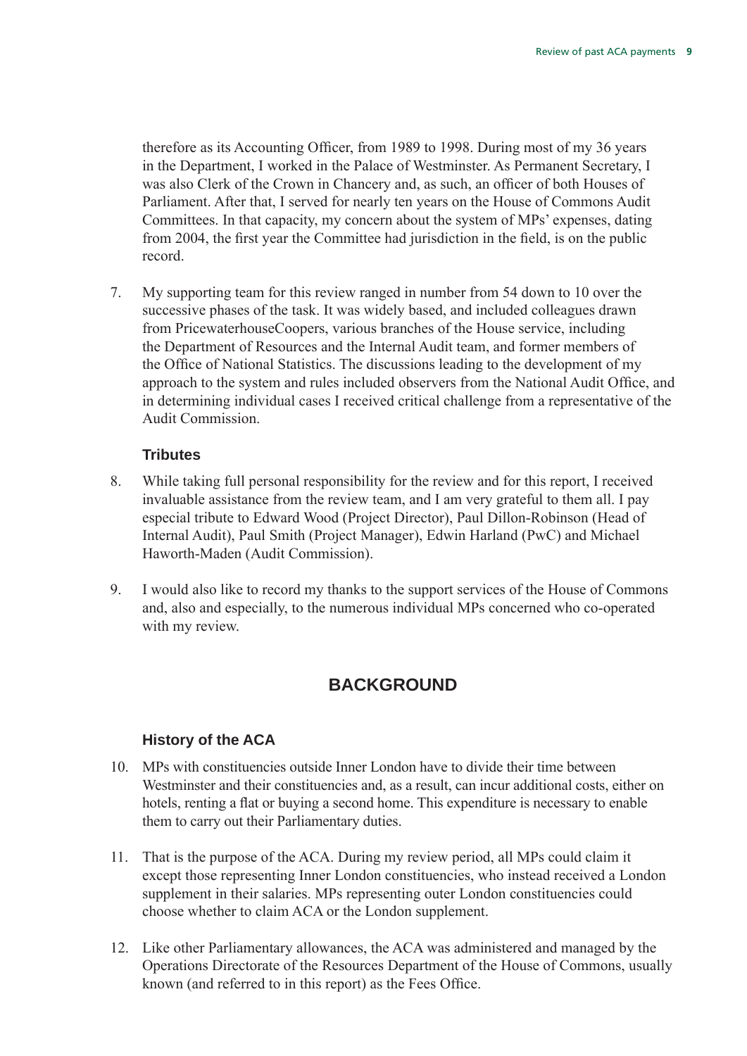therefore as its Accounting Officer, from 1989 to 1998. During most of my 36 years in the Department, I worked in the Palace of Westminster. As Permanent Secretary, I was also Clerk of the Crown in Chancery and, as such, an officer of both Houses of Parliament. After that, I served for nearly ten years on the House of Commons Audit Committees. In that capacity, my concern about the system of MPs' expenses, dating from 2004, the first year the Committee had jurisdiction in the field, is on the public record.

7. My supporting team for this review ranged in number from 54 down to 10 over the successive phases of the task. It was widely based, and included colleagues drawn from PricewaterhouseCoopers, various branches of the House service, including the Department of Resources and the Internal Audit team, and former members of the Office of National Statistics. The discussions leading to the development of my approach to the system and rules included observers from the National Audit Office, and in determining individual cases I received critical challenge from a representative of the Audit Commission.

### Tributes

8. While taking full personal responsibility for the review and for this report, I received invaluable assistance from the review team, and I am very grateful to them all. I pay especial tribute to Edward Wood (Project Director), Paul Dillon-Robinson (Head of Internal Audit), Paul Smith (Project Manager), Edwin Harland (PwC) and Michael Haworth-Maden (Audit Commission).

9. I would also like to record my thanks to the support services of the House of Commons and, also and especially, to the numerous individual MPs concerned who co-operated with my review.

## BACKGROUND

### History of the ACA

10. MPs with constituencies outside Inner London have to divide their time between Westminster and their constituencies and, as a result, can incur additional costs, either on hotels, renting a flat or buying a second home. This expenditure is necessary to enable them to carry out their Parliamentary duties.

11. That is the purpose of the ACA. During my review period, all MPs could claim it except those representing Inner London constituencies, who instead received a London supplement in their salaries. MPs representing outer London constituencies could choose whether to claim ACA or the London supplement.

12. Like other Parliamentary allowances, the ACA was administered and managed by the Operations Directorate of the Resources Department of the House of Commons, usually known (and referred to in this report) as the Fees Office.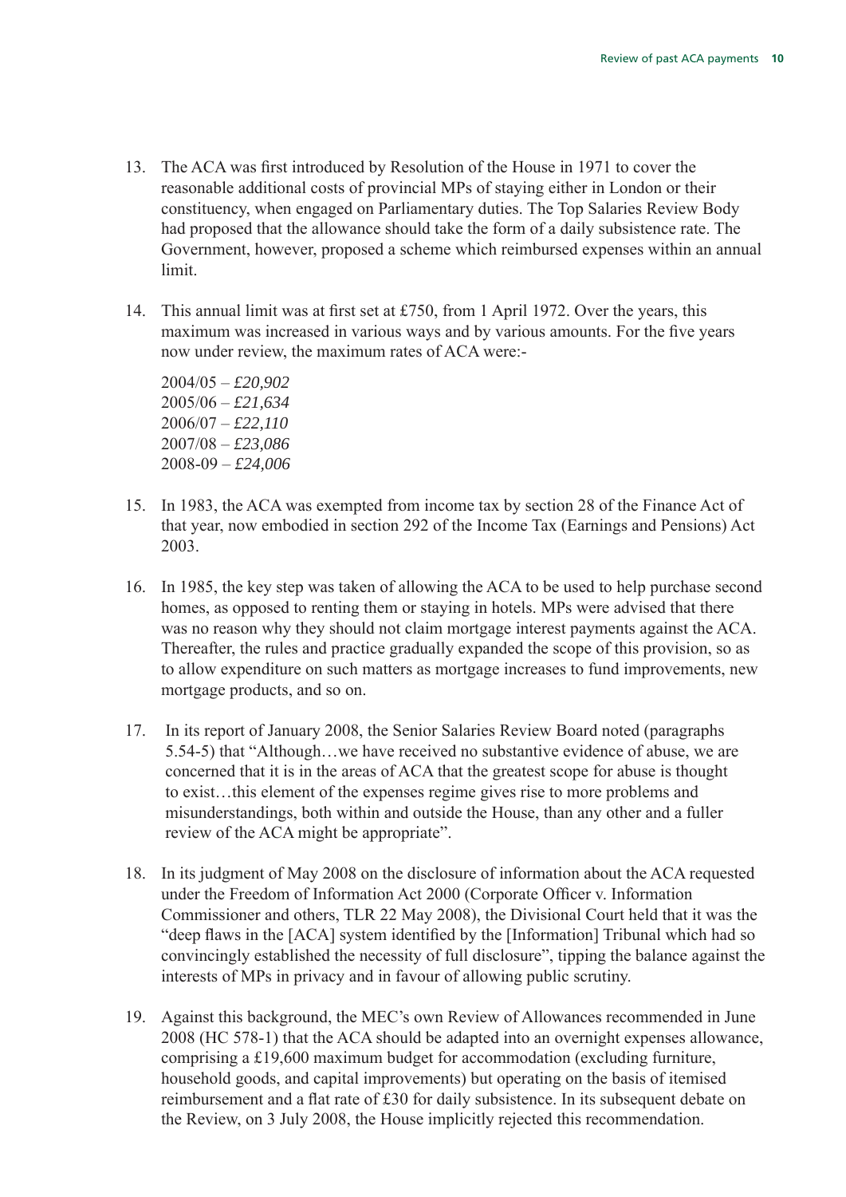13. The ACA was first introduced by Resolution of the House in 1971 to cover the reasonable additional costs of provincial MPs of staying either in London or their constituency, when engaged on Parliamentary duties. The Top Salaries Review Body had proposed that the allowance should take the form of a daily subsistence rate. The Government, however, proposed a scheme which reimbursed expenses within an annual limit.

14. This annual limit was at first set at £750, from 1 April 1972. Over the years, this maximum was increased in various ways and by various amounts. For the five years now under review, the maximum rates of ACA were:-

    2004/05 – *£20,902*
    2005/06 – *£21,634*
    2006/07 – *£22,110*
    2007/08 – *£23,086*
    2008-09 – *£24,006*

15. In 1983, the ACA was exempted from income tax by section 28 of the Finance Act of that year, now embodied in section 292 of the Income Tax (Earnings and Pensions) Act 2003.

16. In 1985, the key step was taken of allowing the ACA to be used to help purchase second homes, as opposed to renting them or staying in hotels. MPs were advised that there was no reason why they should not claim mortgage interest payments against the ACA. Thereafter, the rules and practice gradually expanded the scope of this provision, so as to allow expenditure on such matters as mortgage increases to fund improvements, new mortgage products, and so on.

17. In its report of January 2008, the Senior Salaries Review Board noted (paragraphs 5.54-5) that "Although…we have received no substantive evidence of abuse, we are concerned that it is in the areas of ACA that the greatest scope for abuse is thought to exist…this element of the expenses regime gives rise to more problems and misunderstandings, both within and outside the House, than any other and a fuller review of the ACA might be appropriate".

18. In its judgment of May 2008 on the disclosure of information about the ACA requested under the Freedom of Information Act 2000 (Corporate Officer v. Information Commissioner and others, TLR 22 May 2008), the Divisional Court held that it was the "deep flaws in the [ACA] system identified by the [Information] Tribunal which had so convincingly established the necessity of full disclosure", tipping the balance against the interests of MPs in privacy and in favour of allowing public scrutiny.

19. Against this background, the MEC's own Review of Allowances recommended in June 2008 (HC 578-1) that the ACA should be adapted into an overnight expenses allowance, comprising a £19,600 maximum budget for accommodation (excluding furniture, household goods, and capital improvements) but operating on the basis of itemised reimbursement and a flat rate of £30 for daily subsistence. In its subsequent debate on the Review, on 3 July 2008, the House implicitly rejected this recommendation.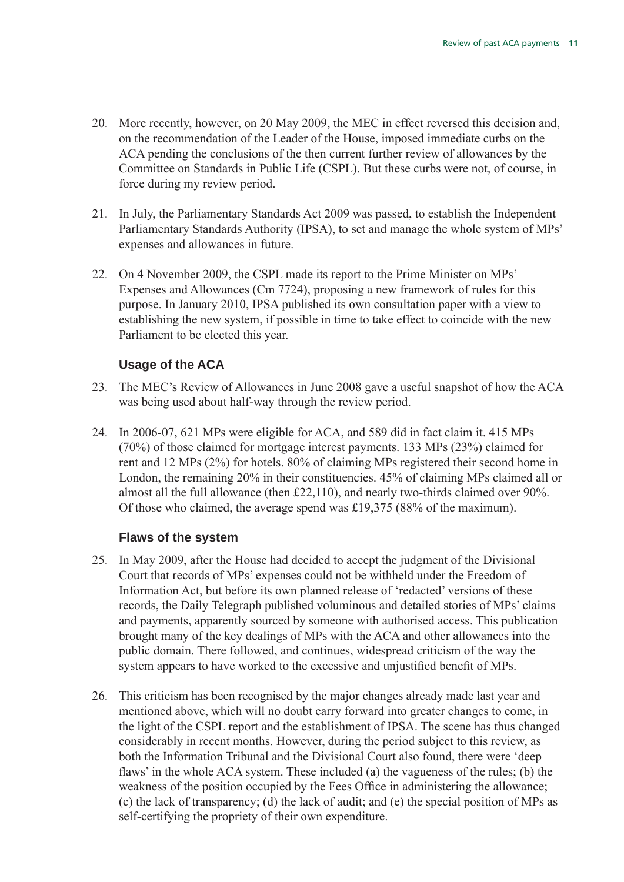20. More recently, however, on 20 May 2009, the MEC in effect reversed this decision and, on the recommendation of the Leader of the House, imposed immediate curbs on the ACA pending the conclusions of the then current further review of allowances by the Committee on Standards in Public Life (CSPL). But these curbs were not, of course, in force during my review period.

21. In July, the Parliamentary Standards Act 2009 was passed, to establish the Independent Parliamentary Standards Authority (IPSA), to set and manage the whole system of MPs' expenses and allowances in future.

22. On 4 November 2009, the CSPL made its report to the Prime Minister on MPs' Expenses and Allowances (Cm 7724), proposing a new framework of rules for this purpose. In January 2010, IPSA published its own consultation paper with a view to establishing the new system, if possible in time to take effect to coincide with the new Parliament to be elected this year.

### Usage of the ACA

23. The MEC's Review of Allowances in June 2008 gave a useful snapshot of how the ACA was being used about half-way through the review period.

24. In 2006-07, 621 MPs were eligible for ACA, and 589 did in fact claim it. 415 MPs (70%) of those claimed for mortgage interest payments. 133 MPs (23%) claimed for rent and 12 MPs (2%) for hotels. 80% of claiming MPs registered their second home in London, the remaining 20% in their constituencies. 45% of claiming MPs claimed all or almost all the full allowance (then £22,110), and nearly two-thirds claimed over 90%. Of those who claimed, the average spend was £19,375 (88% of the maximum).

### Flaws of the system

25. In May 2009, after the House had decided to accept the judgment of the Divisional Court that records of MPs' expenses could not be withheld under the Freedom of Information Act, but before its own planned release of 'redacted' versions of these records, the Daily Telegraph published voluminous and detailed stories of MPs' claims and payments, apparently sourced by someone with authorised access. This publication brought many of the key dealings of MPs with the ACA and other allowances into the public domain. There followed, and continues, widespread criticism of the way the system appears to have worked to the excessive and unjustified benefit of MPs.

26. This criticism has been recognised by the major changes already made last year and mentioned above, which will no doubt carry forward into greater changes to come, in the light of the CSPL report and the establishment of IPSA. The scene has thus changed considerably in recent months. However, during the period subject to this review, as both the Information Tribunal and the Divisional Court also found, there were 'deep flaws' in the whole ACA system. These included (a) the vagueness of the rules; (b) the weakness of the position occupied by the Fees Office in administering the allowance; (c) the lack of transparency; (d) the lack of audit; and (e) the special position of MPs as self-certifying the propriety of their own expenditure.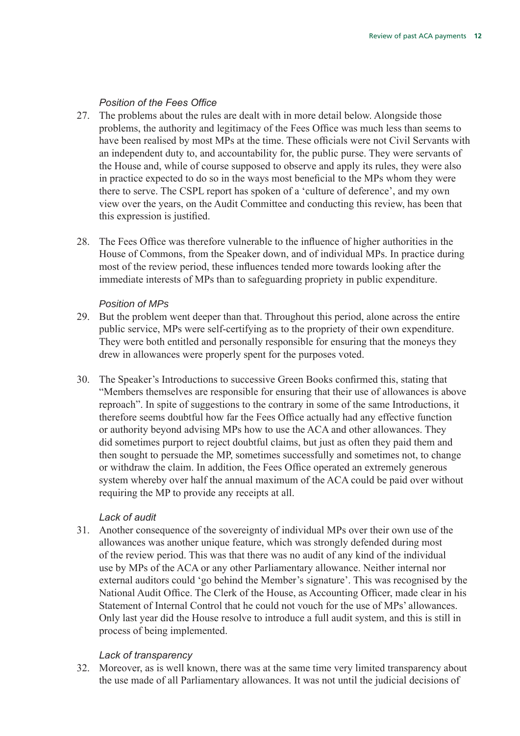*Position of the Fees Office*

27. The problems about the rules are dealt with in more detail below. Alongside those problems, the authority and legitimacy of the Fees Office was much less than seems to have been realised by most MPs at the time. These officials were not Civil Servants with an independent duty to, and accountability for, the public purse. They were servants of the House and, while of course supposed to observe and apply its rules, they were also in practice expected to do so in the ways most beneficial to the MPs whom they were there to serve. The CSPL report has spoken of a 'culture of deference', and my own view over the years, on the Audit Committee and conducting this review, has been that this expression is justified.

28. The Fees Office was therefore vulnerable to the influence of higher authorities in the House of Commons, from the Speaker down, and of individual MPs. In practice during most of the review period, these influences tended more towards looking after the immediate interests of MPs than to safeguarding propriety in public expenditure.

*Position of MPs*

29. But the problem went deeper than that. Throughout this period, alone across the entire public service, MPs were self-certifying as to the propriety of their own expenditure. They were both entitled and personally responsible for ensuring that the moneys they drew in allowances were properly spent for the purposes voted.

30. The Speaker's Introductions to successive Green Books confirmed this, stating that "Members themselves are responsible for ensuring that their use of allowances is above reproach". In spite of suggestions to the contrary in some of the same Introductions, it therefore seems doubtful how far the Fees Office actually had any effective function or authority beyond advising MPs how to use the ACA and other allowances. They did sometimes purport to reject doubtful claims, but just as often they paid them and then sought to persuade the MP, sometimes successfully and sometimes not, to change or withdraw the claim. In addition, the Fees Office operated an extremely generous system whereby over half the annual maximum of the ACA could be paid over without requiring the MP to provide any receipts at all.

*Lack of audit*

31. Another consequence of the sovereignty of individual MPs over their own use of the allowances was another unique feature, which was strongly defended during most of the review period. This was that there was no audit of any kind of the individual use by MPs of the ACA or any other Parliamentary allowance. Neither internal nor external auditors could 'go behind the Member's signature'. This was recognised by the National Audit Office. The Clerk of the House, as Accounting Officer, made clear in his Statement of Internal Control that he could not vouch for the use of MPs' allowances. Only last year did the House resolve to introduce a full audit system, and this is still in process of being implemented.

*Lack of transparency*

32. Moreover, as is well known, there was at the same time very limited transparency about the use made of all Parliamentary allowances. It was not until the judicial decisions of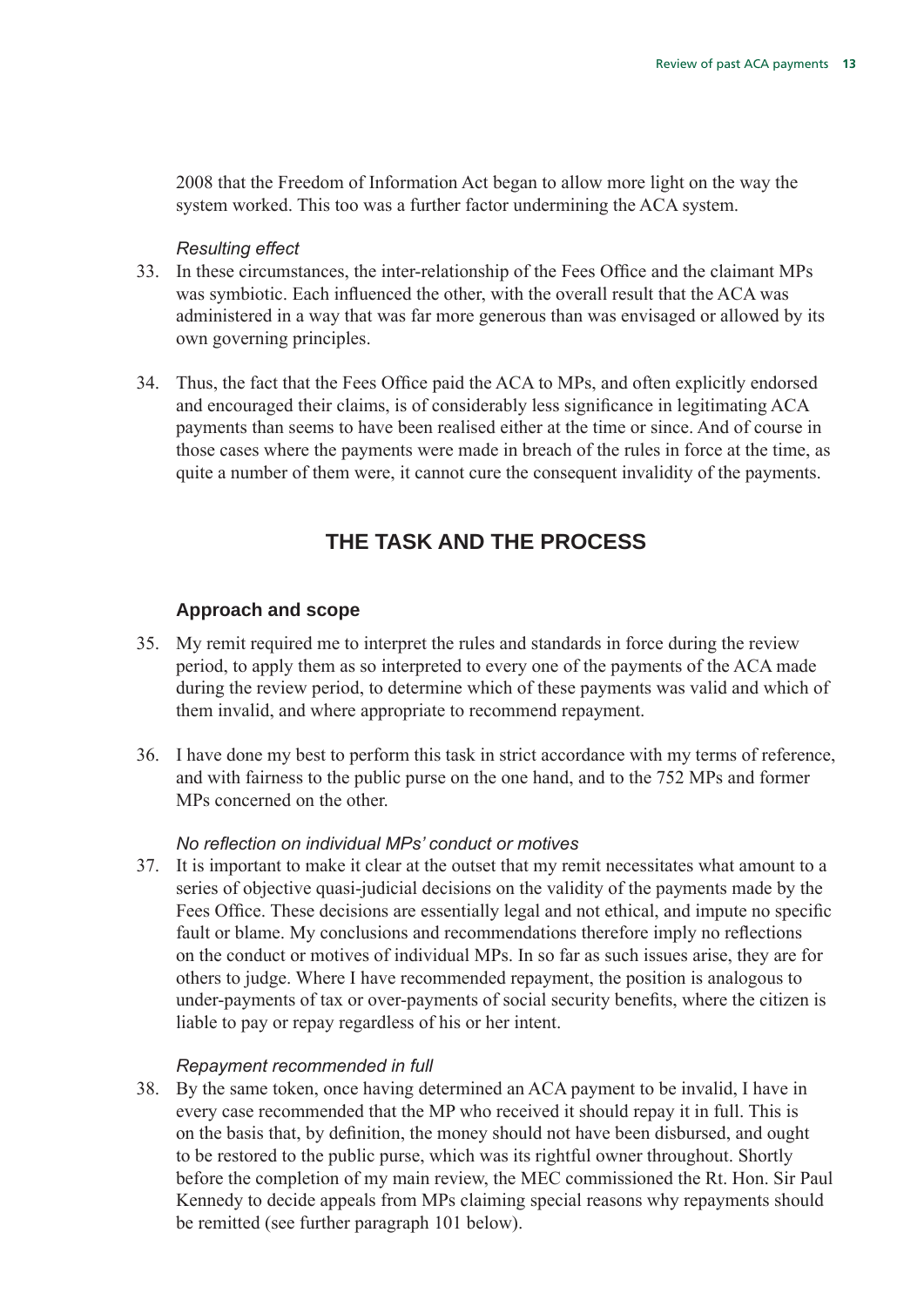2008 that the Freedom of Information Act began to allow more light on the way the system worked. This too was a further factor undermining the ACA system.

*Resulting effect*

33. In these circumstances, the inter-relationship of the Fees Office and the claimant MPs was symbiotic. Each influenced the other, with the overall result that the ACA was administered in a way that was far more generous than was envisaged or allowed by its own governing principles.

34. Thus, the fact that the Fees Office paid the ACA to MPs, and often explicitly endorsed and encouraged their claims, is of considerably less significance in legitimating ACA payments than seems to have been realised either at the time or since. And of course in those cases where the payments were made in breach of the rules in force at the time, as quite a number of them were, it cannot cure the consequent invalidity of the payments.

## THE TASK AND THE PROCESS

### Approach and scope

35. My remit required me to interpret the rules and standards in force during the review period, to apply them as so interpreted to every one of the payments of the ACA made during the review period, to determine which of these payments was valid and which of them invalid, and where appropriate to recommend repayment.

36. I have done my best to perform this task in strict accordance with my terms of reference, and with fairness to the public purse on the one hand, and to the 752 MPs and former MPs concerned on the other.

*No reflection on individual MPs' conduct or motives*

37. It is important to make it clear at the outset that my remit necessitates what amount to a series of objective quasi-judicial decisions on the validity of the payments made by the Fees Office. These decisions are essentially legal and not ethical, and impute no specific fault or blame. My conclusions and recommendations therefore imply no reflections on the conduct or motives of individual MPs. In so far as such issues arise, they are for others to judge. Where I have recommended repayment, the position is analogous to under-payments of tax or over-payments of social security benefits, where the citizen is liable to pay or repay regardless of his or her intent.

*Repayment recommended in full*

38. By the same token, once having determined an ACA payment to be invalid, I have in every case recommended that the MP who received it should repay it in full. This is on the basis that, by definition, the money should not have been disbursed, and ought to be restored to the public purse, which was its rightful owner throughout. Shortly before the completion of my main review, the MEC commissioned the Rt. Hon. Sir Paul Kennedy to decide appeals from MPs claiming special reasons why repayments should be remitted (see further paragraph 101 below).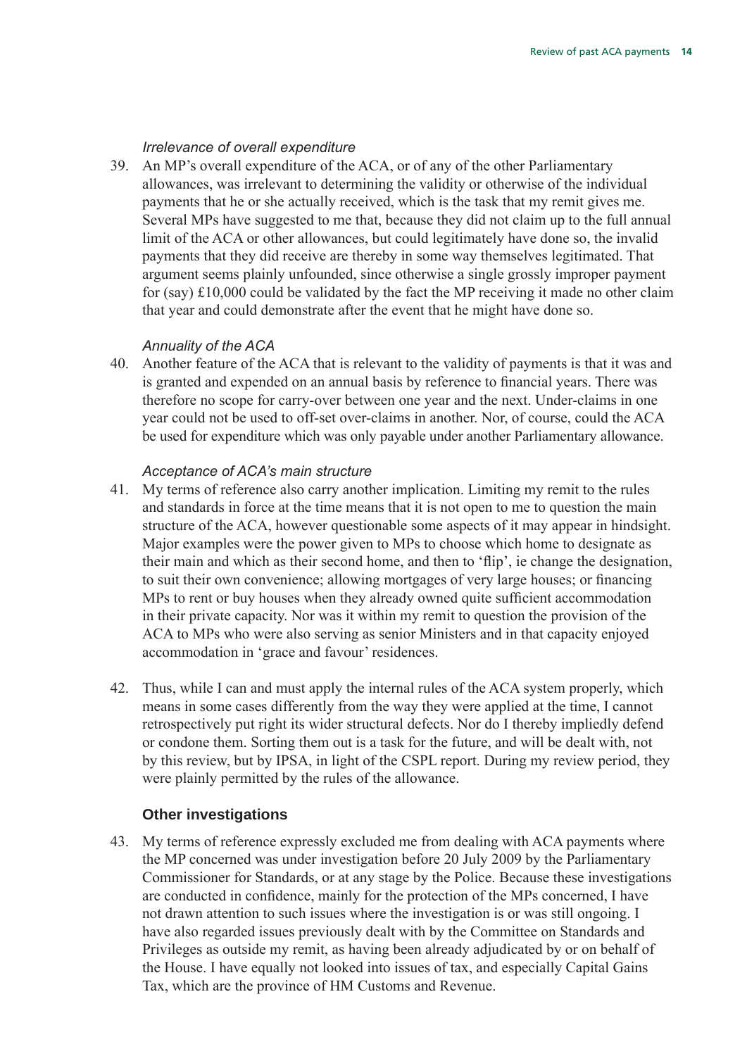*Irrelevance of overall expenditure*

39. An MP's overall expenditure of the ACA, or of any of the other Parliamentary allowances, was irrelevant to determining the validity or otherwise of the individual payments that he or she actually received, which is the task that my remit gives me. Several MPs have suggested to me that, because they did not claim up to the full annual limit of the ACA or other allowances, but could legitimately have done so, the invalid payments that they did receive are thereby in some way themselves legitimated. That argument seems plainly unfounded, since otherwise a single grossly improper payment for (say) £10,000 could be validated by the fact the MP receiving it made no other claim that year and could demonstrate after the event that he might have done so.

*Annuality of the ACA*

40. Another feature of the ACA that is relevant to the validity of payments is that it was and is granted and expended on an annual basis by reference to financial years. There was therefore no scope for carry-over between one year and the next. Under-claims in one year could not be used to off-set over-claims in another. Nor, of course, could the ACA be used for expenditure which was only payable under another Parliamentary allowance.

*Acceptance of ACA's main structure*

41. My terms of reference also carry another implication. Limiting my remit to the rules and standards in force at the time means that it is not open to me to question the main structure of the ACA, however questionable some aspects of it may appear in hindsight. Major examples were the power given to MPs to choose which home to designate as their main and which as their second home, and then to 'flip', ie change the designation, to suit their own convenience; allowing mortgages of very large houses; or financing MPs to rent or buy houses when they already owned quite sufficient accommodation in their private capacity. Nor was it within my remit to question the provision of the ACA to MPs who were also serving as senior Ministers and in that capacity enjoyed accommodation in 'grace and favour' residences.

42. Thus, while I can and must apply the internal rules of the ACA system properly, which means in some cases differently from the way they were applied at the time, I cannot retrospectively put right its wider structural defects. Nor do I thereby impliedly defend or condone them. Sorting them out is a task for the future, and will be dealt with, not by this review, but by IPSA, in light of the CSPL report. During my review period, they were plainly permitted by the rules of the allowance.

### Other investigations

43. My terms of reference expressly excluded me from dealing with ACA payments where the MP concerned was under investigation before 20 July 2009 by the Parliamentary Commissioner for Standards, or at any stage by the Police. Because these investigations are conducted in confidence, mainly for the protection of the MPs concerned, I have not drawn attention to such issues where the investigation is or was still ongoing. I have also regarded issues previously dealt with by the Committee on Standards and Privileges as outside my remit, as having been already adjudicated by or on behalf of the House. I have equally not looked into issues of tax, and especially Capital Gains Tax, which are the province of HM Customs and Revenue.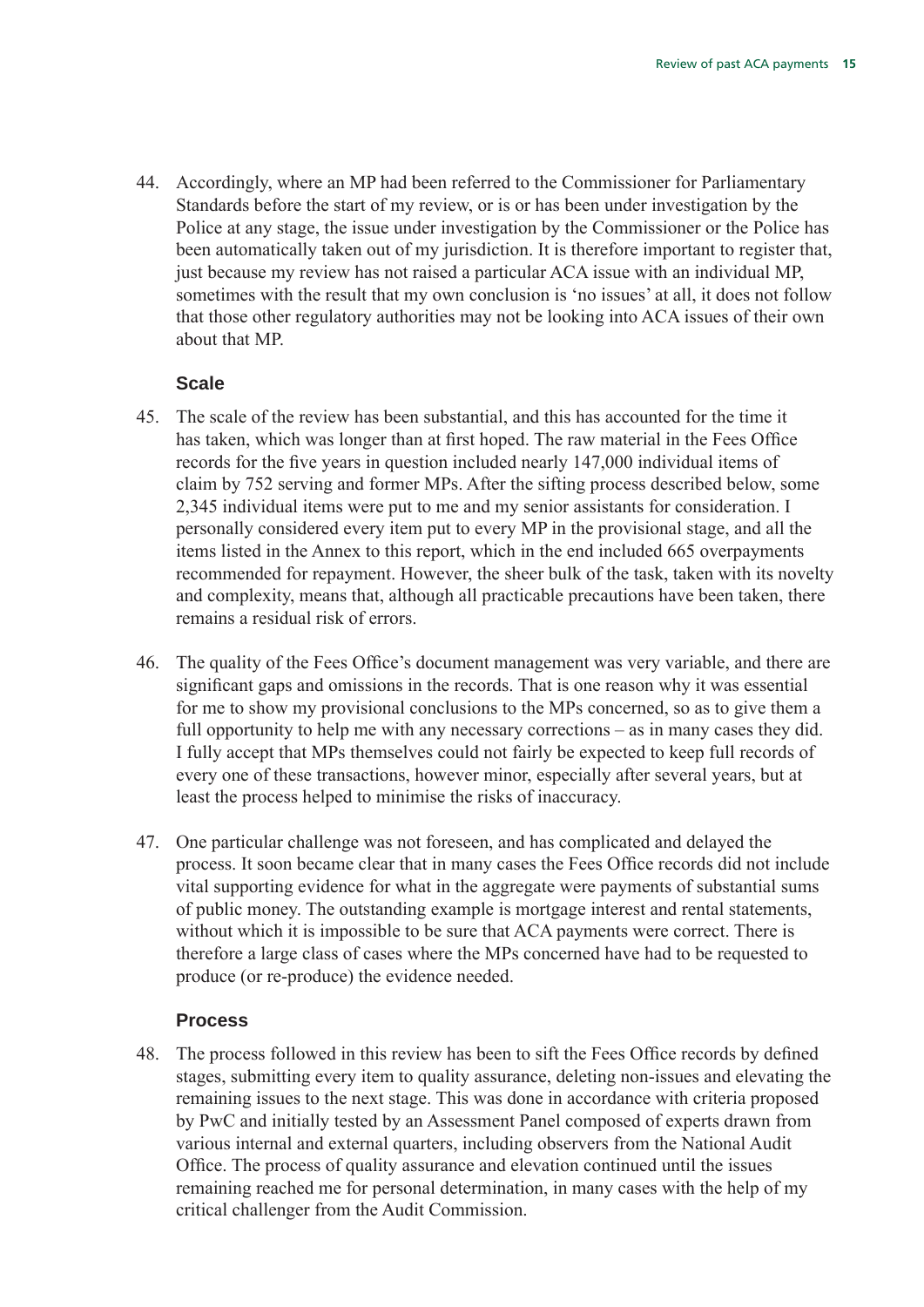44. Accordingly, where an MP had been referred to the Commissioner for Parliamentary Standards before the start of my review, or is or has been under investigation by the Police at any stage, the issue under investigation by the Commissioner or the Police has been automatically taken out of my jurisdiction. It is therefore important to register that, just because my review has not raised a particular ACA issue with an individual MP, sometimes with the result that my own conclusion is 'no issues' at all, it does not follow that those other regulatory authorities may not be looking into ACA issues of their own about that MP.

### Scale

45. The scale of the review has been substantial, and this has accounted for the time it has taken, which was longer than at first hoped. The raw material in the Fees Office records for the five years in question included nearly 147,000 individual items of claim by 752 serving and former MPs. After the sifting process described below, some 2,345 individual items were put to me and my senior assistants for consideration. I personally considered every item put to every MP in the provisional stage, and all the items listed in the Annex to this report, which in the end included 665 overpayments recommended for repayment. However, the sheer bulk of the task, taken with its novelty and complexity, means that, although all practicable precautions have been taken, there remains a residual risk of errors.

46. The quality of the Fees Office's document management was very variable, and there are significant gaps and omissions in the records. That is one reason why it was essential for me to show my provisional conclusions to the MPs concerned, so as to give them a full opportunity to help me with any necessary corrections – as in many cases they did. I fully accept that MPs themselves could not fairly be expected to keep full records of every one of these transactions, however minor, especially after several years, but at least the process helped to minimise the risks of inaccuracy.

47. One particular challenge was not foreseen, and has complicated and delayed the process. It soon became clear that in many cases the Fees Office records did not include vital supporting evidence for what in the aggregate were payments of substantial sums of public money. The outstanding example is mortgage interest and rental statements, without which it is impossible to be sure that ACA payments were correct. There is therefore a large class of cases where the MPs concerned have had to be requested to produce (or re-produce) the evidence needed.

### Process

48. The process followed in this review has been to sift the Fees Office records by defined stages, submitting every item to quality assurance, deleting non-issues and elevating the remaining issues to the next stage. This was done in accordance with criteria proposed by PwC and initially tested by an Assessment Panel composed of experts drawn from various internal and external quarters, including observers from the National Audit Office. The process of quality assurance and elevation continued until the issues remaining reached me for personal determination, in many cases with the help of my critical challenger from the Audit Commission.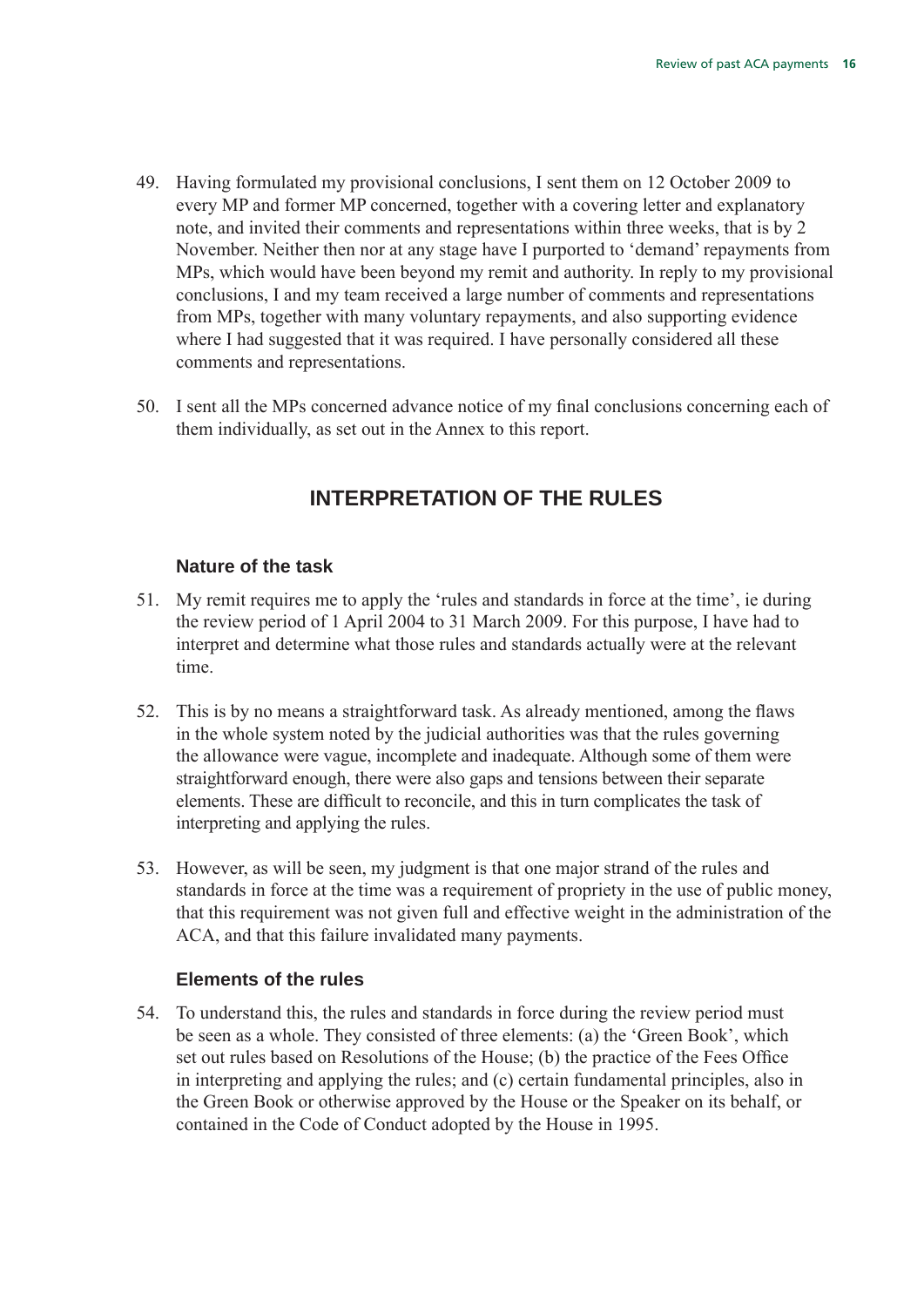49. Having formulated my provisional conclusions, I sent them on 12 October 2009 to every MP and former MP concerned, together with a covering letter and explanatory note, and invited their comments and representations within three weeks, that is by 2 November. Neither then nor at any stage have I purported to 'demand' repayments from MPs, which would have been beyond my remit and authority. In reply to my provisional conclusions, I and my team received a large number of comments and representations from MPs, together with many voluntary repayments, and also supporting evidence where I had suggested that it was required. I have personally considered all these comments and representations.

50. I sent all the MPs concerned advance notice of my final conclusions concerning each of them individually, as set out in the Annex to this report.

## INTERPRETATION OF THE RULES

### Nature of the task

51. My remit requires me to apply the 'rules and standards in force at the time', ie during the review period of 1 April 2004 to 31 March 2009. For this purpose, I have had to interpret and determine what those rules and standards actually were at the relevant time.

52. This is by no means a straightforward task. As already mentioned, among the flaws in the whole system noted by the judicial authorities was that the rules governing the allowance were vague, incomplete and inadequate. Although some of them were straightforward enough, there were also gaps and tensions between their separate elements. These are difficult to reconcile, and this in turn complicates the task of interpreting and applying the rules.

53. However, as will be seen, my judgment is that one major strand of the rules and standards in force at the time was a requirement of propriety in the use of public money, that this requirement was not given full and effective weight in the administration of the ACA, and that this failure invalidated many payments.

### Elements of the rules

54. To understand this, the rules and standards in force during the review period must be seen as a whole. They consisted of three elements: (a) the 'Green Book', which set out rules based on Resolutions of the House; (b) the practice of the Fees Office in interpreting and applying the rules; and (c) certain fundamental principles, also in the Green Book or otherwise approved by the House or the Speaker on its behalf, or contained in the Code of Conduct adopted by the House in 1995.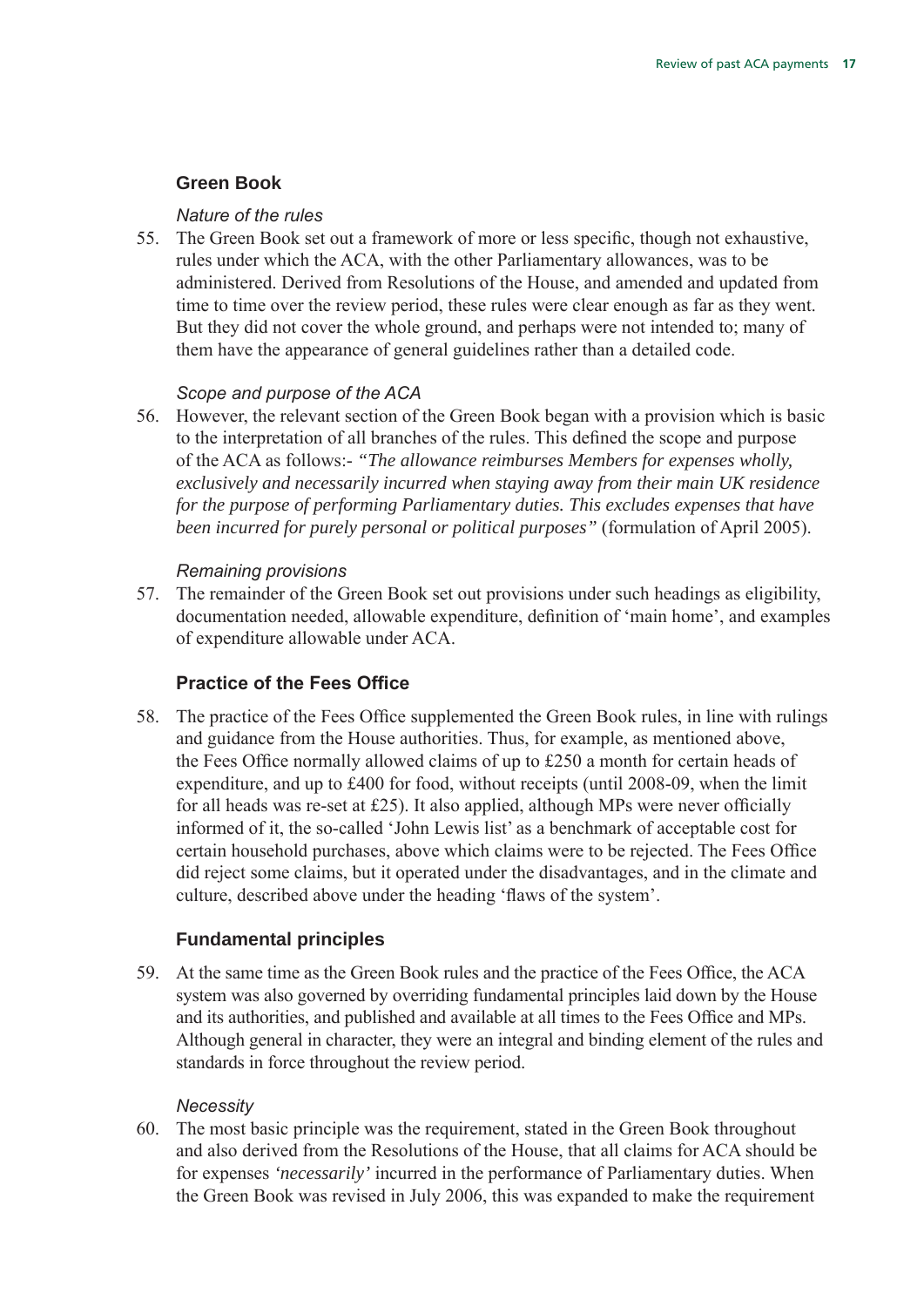## Green Book

*Nature of the rules*

55. The Green Book set out a framework of more or less specific, though not exhaustive, rules under which the ACA, with the other Parliamentary allowances, was to be administered. Derived from Resolutions of the House, and amended and updated from time to time over the review period, these rules were clear enough as far as they went. But they did not cover the whole ground, and perhaps were not intended to; many of them have the appearance of general guidelines rather than a detailed code.

*Scope and purpose of the ACA*

56. However, the relevant section of the Green Book began with a provision which is basic to the interpretation of all branches of the rules. This defined the scope and purpose of the ACA as follows:- *"The allowance reimburses Members for expenses wholly, exclusively and necessarily incurred when staying away from their main UK residence for the purpose of performing Parliamentary duties. This excludes expenses that have been incurred for purely personal or political purposes"* (formulation of April 2005).

*Remaining provisions*

57. The remainder of the Green Book set out provisions under such headings as eligibility, documentation needed, allowable expenditure, definition of 'main home', and examples of expenditure allowable under ACA.

## Practice of the Fees Office

58. The practice of the Fees Office supplemented the Green Book rules, in line with rulings and guidance from the House authorities. Thus, for example, as mentioned above, the Fees Office normally allowed claims of up to £250 a month for certain heads of expenditure, and up to £400 for food, without receipts (until 2008-09, when the limit for all heads was re-set at £25). It also applied, although MPs were never officially informed of it, the so-called 'John Lewis list' as a benchmark of acceptable cost for certain household purchases, above which claims were to be rejected. The Fees Office did reject some claims, but it operated under the disadvantages, and in the climate and culture, described above under the heading 'flaws of the system'.

## Fundamental principles

59. At the same time as the Green Book rules and the practice of the Fees Office, the ACA system was also governed by overriding fundamental principles laid down by the House and its authorities, and published and available at all times to the Fees Office and MPs. Although general in character, they were an integral and binding element of the rules and standards in force throughout the review period.

*Necessity*

60. The most basic principle was the requirement, stated in the Green Book throughout and also derived from the Resolutions of the House, that all claims for ACA should be for expenses *'necessarily'* incurred in the performance of Parliamentary duties. When the Green Book was revised in July 2006, this was expanded to make the requirement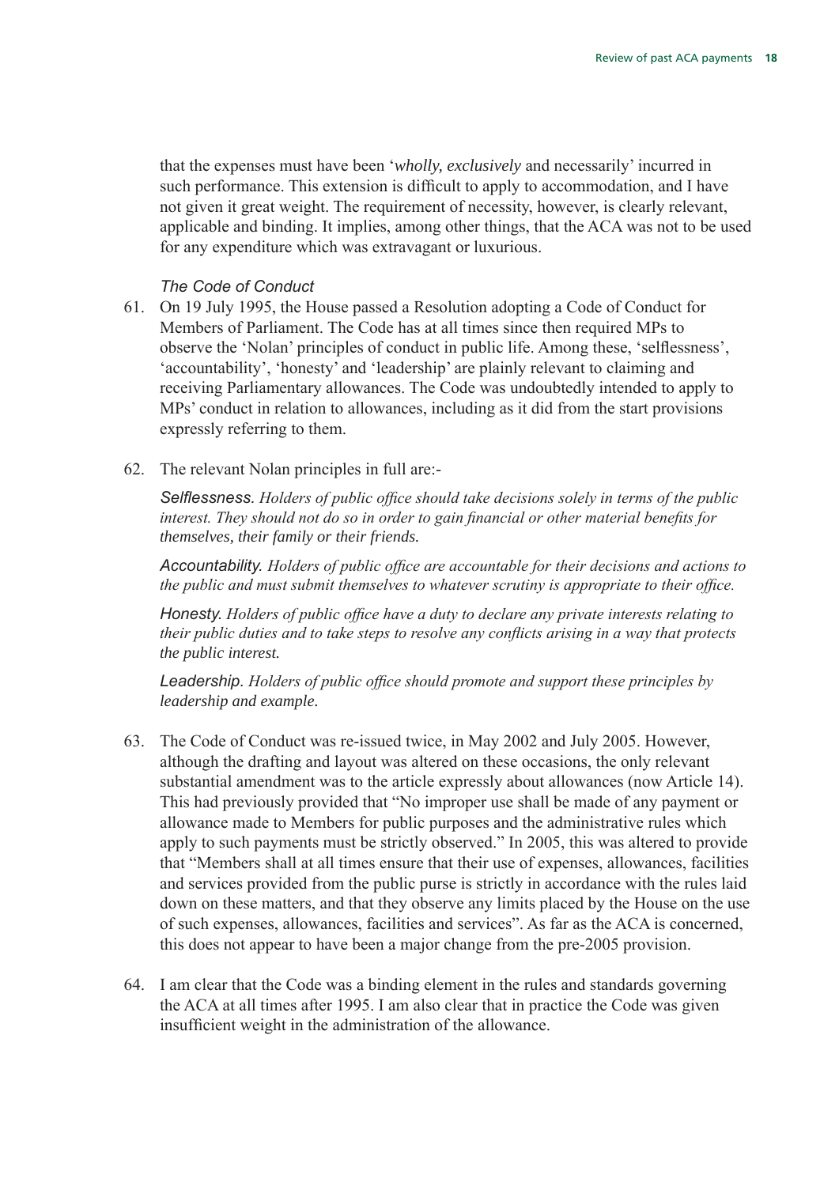that the expenses must have been '*wholly, exclusively* and necessarily' incurred in such performance. This extension is difficult to apply to accommodation, and I have not given it great weight. The requirement of necessity, however, is clearly relevant, applicable and binding. It implies, among other things, that the ACA was not to be used for any expenditure which was extravagant or luxurious.

*The Code of Conduct*

61. On 19 July 1995, the House passed a Resolution adopting a Code of Conduct for Members of Parliament. The Code has at all times since then required MPs to observe the 'Nolan' principles of conduct in public life. Among these, 'selflessness', 'accountability', 'honesty' and 'leadership' are plainly relevant to claiming and receiving Parliamentary allowances. The Code was undoubtedly intended to apply to MPs' conduct in relation to allowances, including as it did from the start provisions expressly referring to them.

62. The relevant Nolan principles in full are:-

    *Selflessness. Holders of public office should take decisions solely in terms of the public interest. They should not do so in order to gain financial or other material benefits for themselves, their family or their friends.*

    *Accountability. Holders of public office are accountable for their decisions and actions to the public and must submit themselves to whatever scrutiny is appropriate to their office.*

    *Honesty. Holders of public office have a duty to declare any private interests relating to their public duties and to take steps to resolve any conflicts arising in a way that protects the public interest.*

    *Leadership. Holders of public office should promote and support these principles by leadership and example.*

63. The Code of Conduct was re-issued twice, in May 2002 and July 2005. However, although the drafting and layout was altered on these occasions, the only relevant substantial amendment was to the article expressly about allowances (now Article 14). This had previously provided that "No improper use shall be made of any payment or allowance made to Members for public purposes and the administrative rules which apply to such payments must be strictly observed." In 2005, this was altered to provide that "Members shall at all times ensure that their use of expenses, allowances, facilities and services provided from the public purse is strictly in accordance with the rules laid down on these matters, and that they observe any limits placed by the House on the use of such expenses, allowances, facilities and services". As far as the ACA is concerned, this does not appear to have been a major change from the pre-2005 provision.

64. I am clear that the Code was a binding element in the rules and standards governing the ACA at all times after 1995. I am also clear that in practice the Code was given insufficient weight in the administration of the allowance.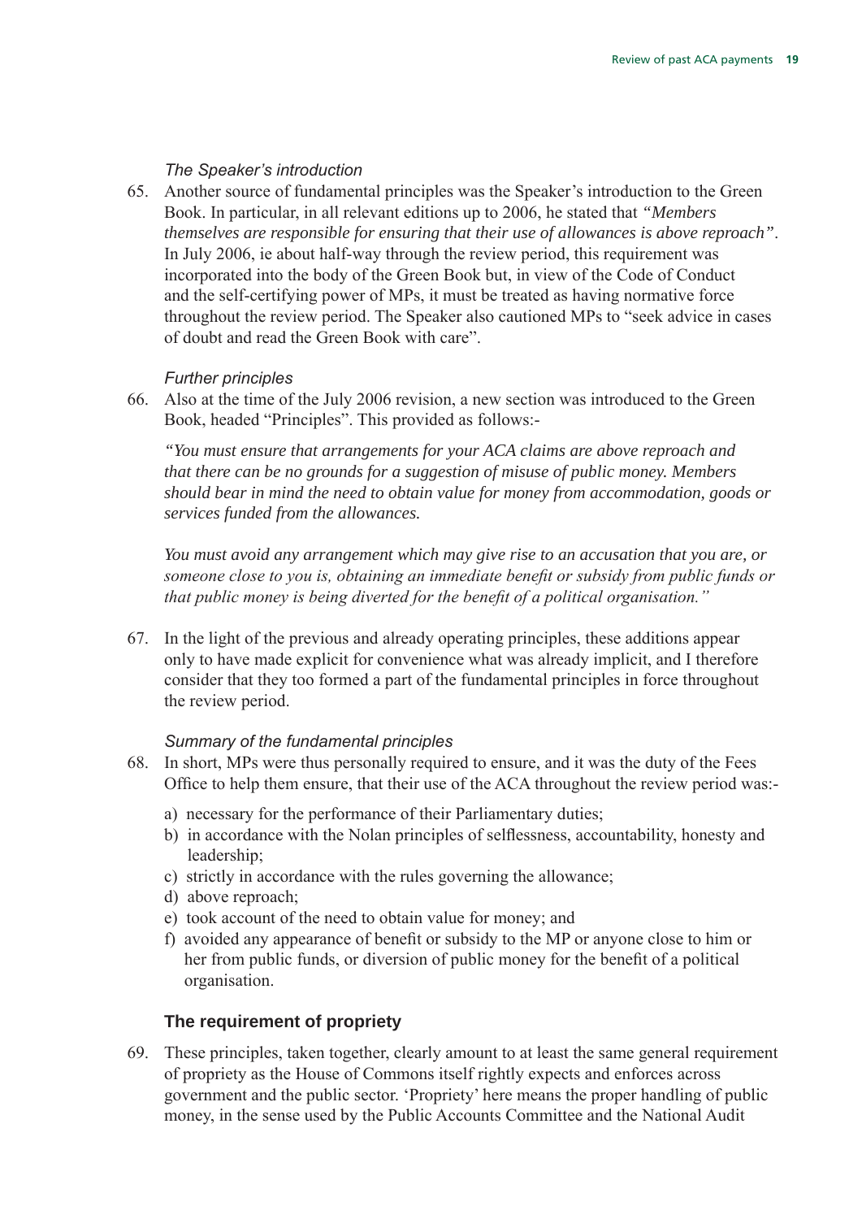*The Speaker's introduction*

65. Another source of fundamental principles was the Speaker's introduction to the Green Book. In particular, in all relevant editions up to 2006, he stated that *"Members themselves are responsible for ensuring that their use of allowances is above reproach"*. In July 2006, ie about half-way through the review period, this requirement was incorporated into the body of the Green Book but, in view of the Code of Conduct and the self-certifying power of MPs, it must be treated as having normative force throughout the review period. The Speaker also cautioned MPs to "seek advice in cases of doubt and read the Green Book with care".

*Further principles*

66. Also at the time of the July 2006 revision, a new section was introduced to the Green Book, headed "Principles". This provided as follows:-

*"You must ensure that arrangements for your ACA claims are above reproach and that there can be no grounds for a suggestion of misuse of public money. Members should bear in mind the need to obtain value for money from accommodation, goods or services funded from the allowances.*

*You must avoid any arrangement which may give rise to an accusation that you are, or someone close to you is, obtaining an immediate benefit or subsidy from public funds or that public money is being diverted for the benefit of a political organisation."*

67. In the light of the previous and already operating principles, these additions appear only to have made explicit for convenience what was already implicit, and I therefore consider that they too formed a part of the fundamental principles in force throughout the review period.

*Summary of the fundamental principles*

68. In short, MPs were thus personally required to ensure, and it was the duty of the Fees Office to help them ensure, that their use of the ACA throughout the review period was:-

a) necessary for the performance of their Parliamentary duties;
b) in accordance with the Nolan principles of selflessness, accountability, honesty and leadership;
c) strictly in accordance with the rules governing the allowance;
d) above reproach;
e) took account of the need to obtain value for money; and
f) avoided any appearance of benefit or subsidy to the MP or anyone close to him or her from public funds, or diversion of public money for the benefit of a political organisation.

### The requirement of propriety

69. These principles, taken together, clearly amount to at least the same general requirement of propriety as the House of Commons itself rightly expects and enforces across government and the public sector. 'Propriety' here means the proper handling of public money, in the sense used by the Public Accounts Committee and the National Audit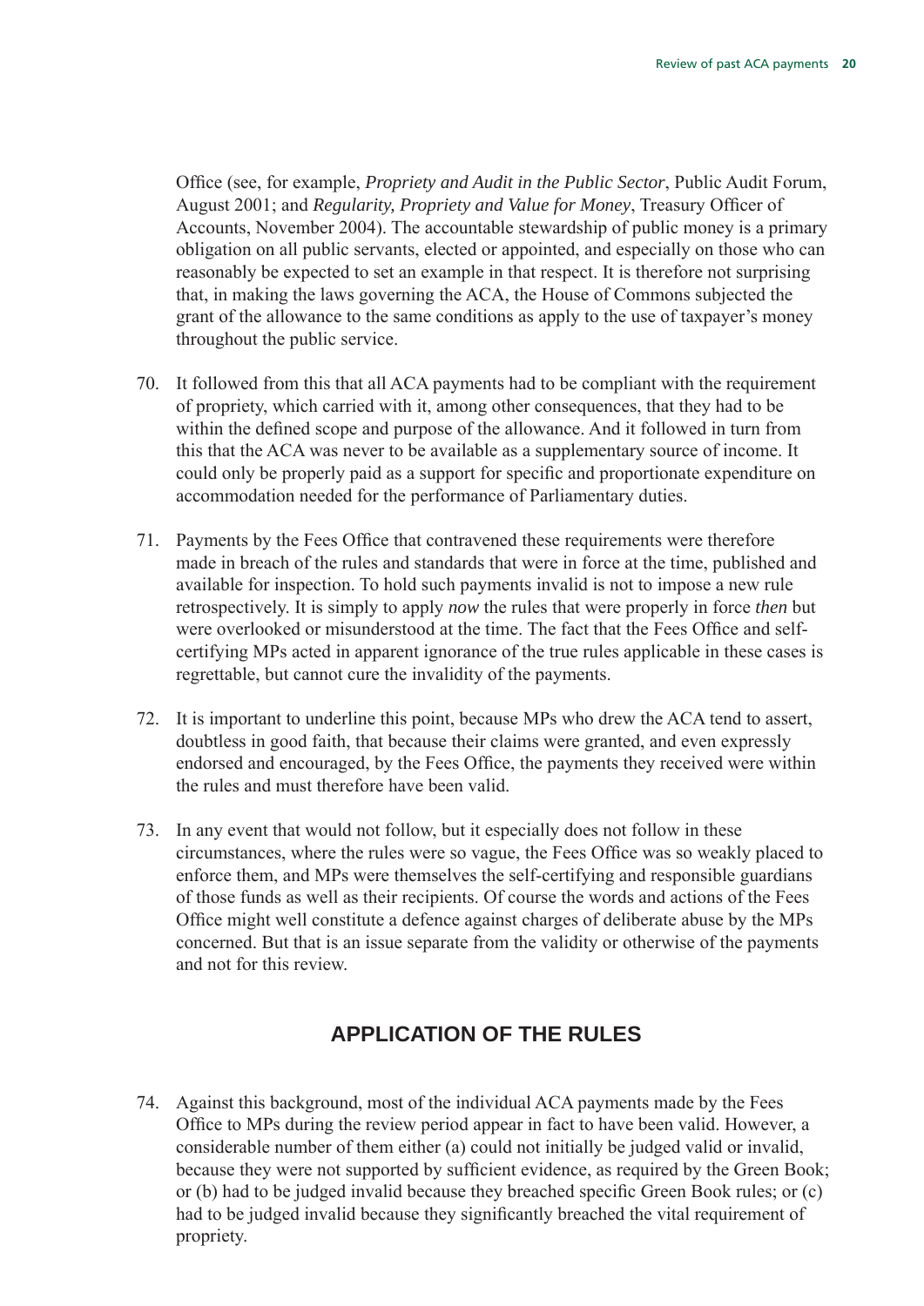Office (see, for example, *Propriety and Audit in the Public Sector*, Public Audit Forum, August 2001; and *Regularity, Propriety and Value for Money*, Treasury Officer of Accounts, November 2004). The accountable stewardship of public money is a primary obligation on all public servants, elected or appointed, and especially on those who can reasonably be expected to set an example in that respect. It is therefore not surprising that, in making the laws governing the ACA, the House of Commons subjected the grant of the allowance to the same conditions as apply to the use of taxpayer's money throughout the public service.

70. It followed from this that all ACA payments had to be compliant with the requirement of propriety, which carried with it, among other consequences, that they had to be within the defined scope and purpose of the allowance. And it followed in turn from this that the ACA was never to be available as a supplementary source of income. It could only be properly paid as a support for specific and proportionate expenditure on accommodation needed for the performance of Parliamentary duties.

71. Payments by the Fees Office that contravened these requirements were therefore made in breach of the rules and standards that were in force at the time, published and available for inspection. To hold such payments invalid is not to impose a new rule retrospectively. It is simply to apply *now* the rules that were properly in force *then* but were overlooked or misunderstood at the time. The fact that the Fees Office and self-certifying MPs acted in apparent ignorance of the true rules applicable in these cases is regrettable, but cannot cure the invalidity of the payments.

72. It is important to underline this point, because MPs who drew the ACA tend to assert, doubtless in good faith, that because their claims were granted, and even expressly endorsed and encouraged, by the Fees Office, the payments they received were within the rules and must therefore have been valid.

73. In any event that would not follow, but it especially does not follow in these circumstances, where the rules were so vague, the Fees Office was so weakly placed to enforce them, and MPs were themselves the self-certifying and responsible guardians of those funds as well as their recipients. Of course the words and actions of the Fees Office might well constitute a defence against charges of deliberate abuse by the MPs concerned. But that is an issue separate from the validity or otherwise of the payments and not for this review.

## APPLICATION OF THE RULES

74. Against this background, most of the individual ACA payments made by the Fees Office to MPs during the review period appear in fact to have been valid. However, a considerable number of them either (a) could not initially be judged valid or invalid, because they were not supported by sufficient evidence, as required by the Green Book; or (b) had to be judged invalid because they breached specific Green Book rules; or (c) had to be judged invalid because they significantly breached the vital requirement of propriety.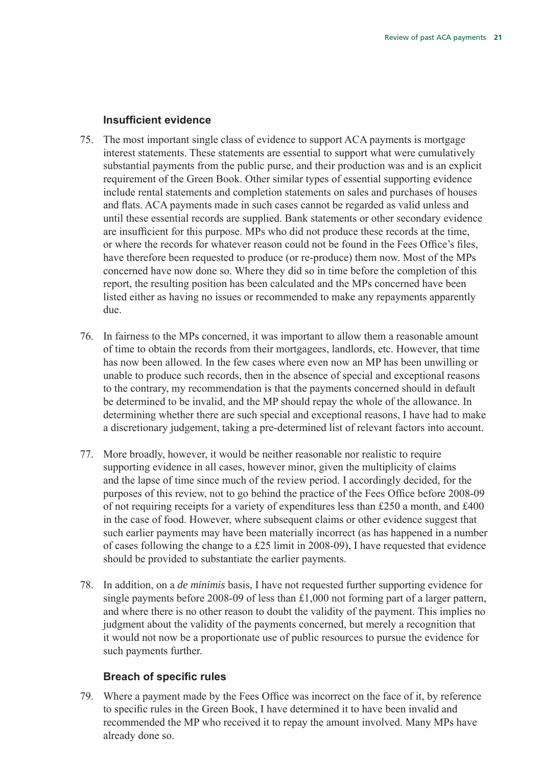### Insufficient evidence

75. The most important single class of evidence to support ACA payments is mortgage interest statements. These statements are essential to support what were cumulatively substantial payments from the public purse, and their production was and is an explicit requirement of the Green Book. Other similar types of essential supporting evidence include rental statements and completion statements on sales and purchases of houses and flats. ACA payments made in such cases cannot be regarded as valid unless and until these essential records are supplied. Bank statements or other secondary evidence are insufficient for this purpose. MPs who did not produce these records at the time, or where the records for whatever reason could not be found in the Fees Office's files, have therefore been requested to produce (or re-produce) them now. Most of the MPs concerned have now done so. Where they did so in time before the completion of this report, the resulting position has been calculated and the MPs concerned have been listed either as having no issues or recommended to make any repayments apparently due.

76. In fairness to the MPs concerned, it was important to allow them a reasonable amount of time to obtain the records from their mortgagees, landlords, etc. However, that time has now been allowed. In the few cases where even now an MP has been unwilling or unable to produce such records, then in the absence of special and exceptional reasons to the contrary, my recommendation is that the payments concerned should in default be determined to be invalid, and the MP should repay the whole of the allowance. In determining whether there are such special and exceptional reasons, I have had to make a discretionary judgement, taking a pre-determined list of relevant factors into account.

77. More broadly, however, it would be neither reasonable nor realistic to require supporting evidence in all cases, however minor, given the multiplicity of claims and the lapse of time since much of the review period. I accordingly decided, for the purposes of this review, not to go behind the practice of the Fees Office before 2008-09 of not requiring receipts for a variety of expenditures less than £250 a month, and £400 in the case of food. However, where subsequent claims or other evidence suggest that such earlier payments may have been materially incorrect (as has happened in a number of cases following the change to a £25 limit in 2008-09), I have requested that evidence should be provided to substantiate the earlier payments.

78. In addition, on a *de minimis* basis, I have not requested further supporting evidence for single payments before 2008-09 of less than £1,000 not forming part of a larger pattern, and where there is no other reason to doubt the validity of the payment. This implies no judgment about the validity of the payments concerned, but merely a recognition that it would not now be a proportionate use of public resources to pursue the evidence for such payments further.

### Breach of specific rules

79. Where a payment made by the Fees Office was incorrect on the face of it, by reference to specific rules in the Green Book, I have determined it to have been invalid and recommended the MP who received it to repay the amount involved. Many MPs have already done so.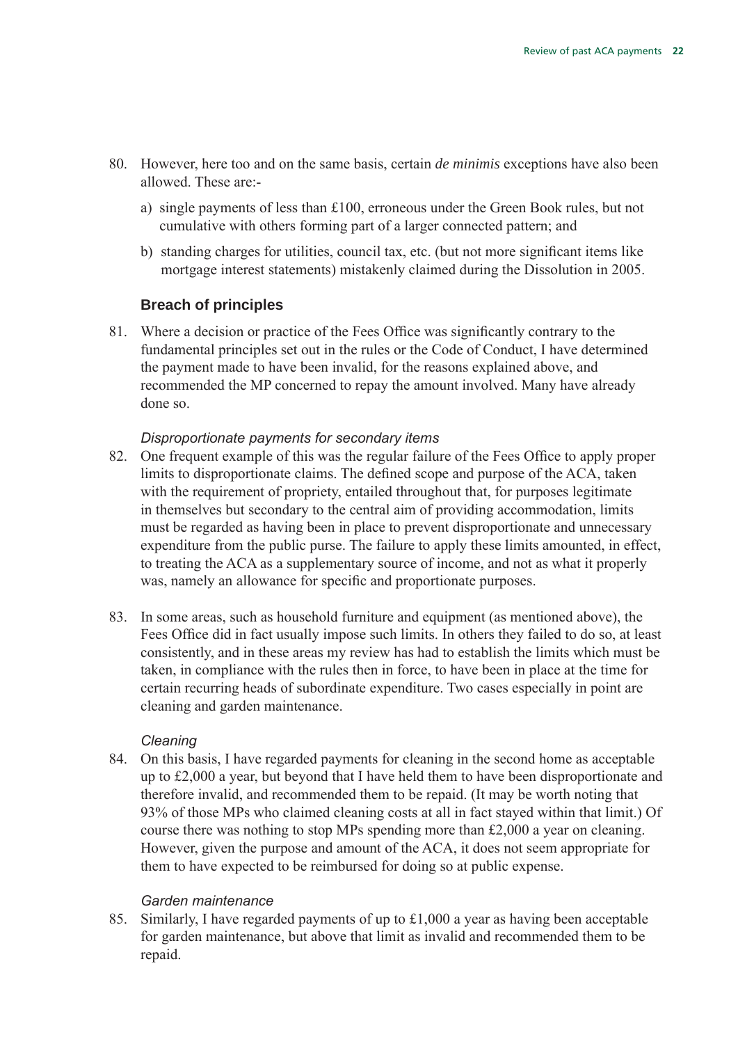80. However, here too and on the same basis, certain *de minimis* exceptions have also been allowed. These are:-

    a) single payments of less than £100, erroneous under the Green Book rules, but not cumulative with others forming part of a larger connected pattern; and

    b) standing charges for utilities, council tax, etc. (but not more significant items like mortgage interest statements) mistakenly claimed during the Dissolution in 2005.

### Breach of principles

81. Where a decision or practice of the Fees Office was significantly contrary to the fundamental principles set out in the rules or the Code of Conduct, I have determined the payment made to have been invalid, for the reasons explained above, and recommended the MP concerned to repay the amount involved. Many have already done so.

#### *Disproportionate payments for secondary items*

82. One frequent example of this was the regular failure of the Fees Office to apply proper limits to disproportionate claims. The defined scope and purpose of the ACA, taken with the requirement of propriety, entailed throughout that, for purposes legitimate in themselves but secondary to the central aim of providing accommodation, limits must be regarded as having been in place to prevent disproportionate and unnecessary expenditure from the public purse. The failure to apply these limits amounted, in effect, to treating the ACA as a supplementary source of income, and not as what it properly was, namely an allowance for specific and proportionate purposes.

83. In some areas, such as household furniture and equipment (as mentioned above), the Fees Office did in fact usually impose such limits. In others they failed to do so, at least consistently, and in these areas my review has had to establish the limits which must be taken, in compliance with the rules then in force, to have been in place at the time for certain recurring heads of subordinate expenditure. Two cases especially in point are cleaning and garden maintenance.

#### *Cleaning*

84. On this basis, I have regarded payments for cleaning in the second home as acceptable up to £2,000 a year, but beyond that I have held them to have been disproportionate and therefore invalid, and recommended them to be repaid. (It may be worth noting that 93% of those MPs who claimed cleaning costs at all in fact stayed within that limit.) Of course there was nothing to stop MPs spending more than £2,000 a year on cleaning. However, given the purpose and amount of the ACA, it does not seem appropriate for them to have expected to be reimbursed for doing so at public expense.

#### *Garden maintenance*

85. Similarly, I have regarded payments of up to £1,000 a year as having been acceptable for garden maintenance, but above that limit as invalid and recommended them to be repaid.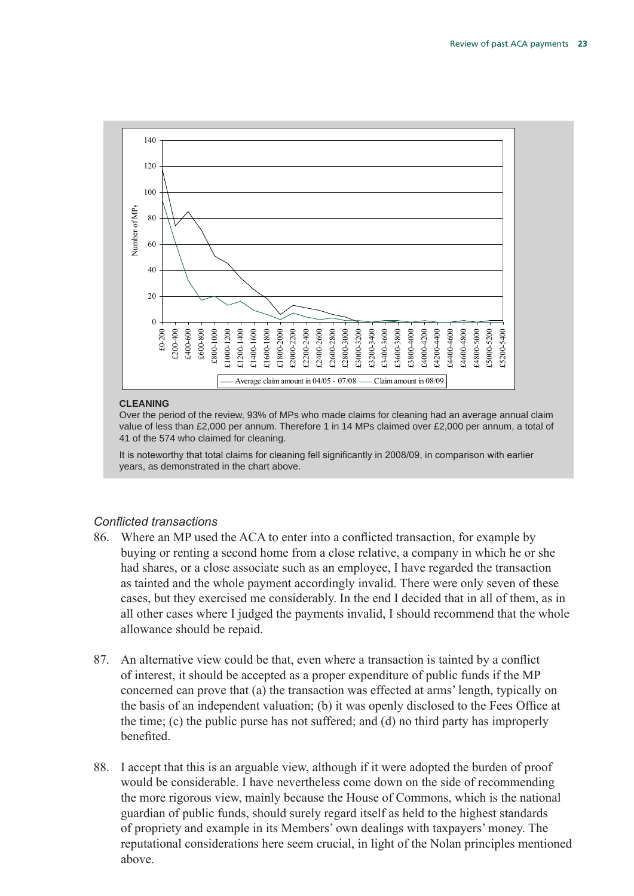**CLEANING**

Over the period of the review, 93% of MPs who made claims for cleaning had an average annual claim value of less than £2,000 per annum. Therefore 1 in 14 MPs claimed over £2,000 per annum, a total of 41 of the 574 who claimed for cleaning.

It is noteworthy that total claims for cleaning fell significantly in 2008/09, in comparison with earlier years, as demonstrated in the chart above.

*Conflicted transactions*

86. Where an MP used the ACA to enter into a conflicted transaction, for example by buying or renting a second home from a close relative, a company in which he or she had shares, or a close associate such as an employee, I have regarded the transaction as tainted and the whole payment accordingly invalid. There were only seven of these cases, but they exercised me considerably. In the end I decided that in all of them, as in all other cases where I judged the payments invalid, I should recommend that the whole allowance should be repaid.

87. An alternative view could be that, even where a transaction is tainted by a conflict of interest, it should be accepted as a proper expenditure of public funds if the MP concerned can prove that (a) the transaction was effected at arms' length, typically on the basis of an independent valuation; (b) it was openly disclosed to the Fees Office at the time; (c) the public purse has not suffered; and (d) no third party has improperly benefited.

88. I accept that this is an arguable view, although if it were adopted the burden of proof would be considerable. I have nevertheless come down on the side of recommending the more rigorous view, mainly because the House of Commons, which is the national guardian of public funds, should surely regard itself as held to the highest standards of propriety and example in its Members' own dealings with taxpayers' money. The reputational considerations here seem crucial, in light of the Nolan principles mentioned above.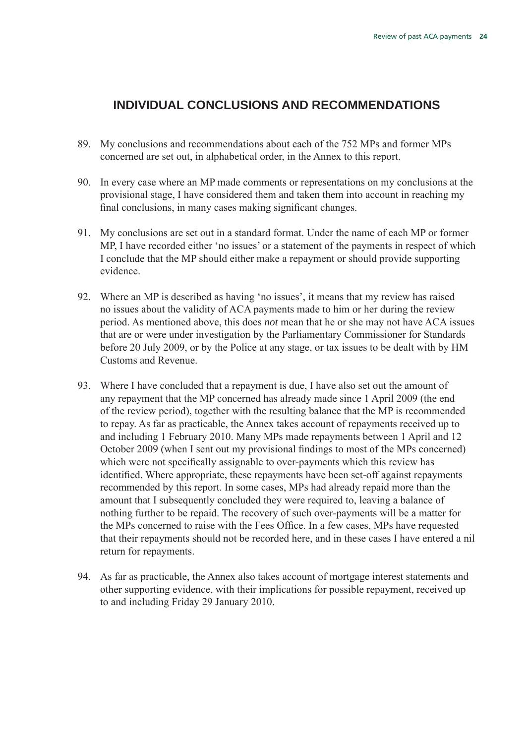## INDIVIDUAL CONCLUSIONS AND RECOMMENDATIONS

89. My conclusions and recommendations about each of the 752 MPs and former MPs concerned are set out, in alphabetical order, in the Annex to this report.

90. In every case where an MP made comments or representations on my conclusions at the provisional stage, I have considered them and taken them into account in reaching my final conclusions, in many cases making significant changes.

91. My conclusions are set out in a standard format. Under the name of each MP or former MP, I have recorded either 'no issues' or a statement of the payments in respect of which I conclude that the MP should either make a repayment or should provide supporting evidence.

92. Where an MP is described as having 'no issues', it means that my review has raised no issues about the validity of ACA payments made to him or her during the review period. As mentioned above, this does *not* mean that he or she may not have ACA issues that are or were under investigation by the Parliamentary Commissioner for Standards before 20 July 2009, or by the Police at any stage, or tax issues to be dealt with by HM Customs and Revenue.

93. Where I have concluded that a repayment is due, I have also set out the amount of any repayment that the MP concerned has already made since 1 April 2009 (the end of the review period), together with the resulting balance that the MP is recommended to repay. As far as practicable, the Annex takes account of repayments received up to and including 1 February 2010. Many MPs made repayments between 1 April and 12 October 2009 (when I sent out my provisional findings to most of the MPs concerned) which were not specifically assignable to over-payments which this review has identified. Where appropriate, these repayments have been set-off against repayments recommended by this report. In some cases, MPs had already repaid more than the amount that I subsequently concluded they were required to, leaving a balance of nothing further to be repaid. The recovery of such over-payments will be a matter for the MPs concerned to raise with the Fees Office. In a few cases, MPs have requested that their repayments should not be recorded here, and in these cases I have entered a nil return for repayments.

94. As far as practicable, the Annex also takes account of mortgage interest statements and other supporting evidence, with their implications for possible repayment, received up to and including Friday 29 January 2010.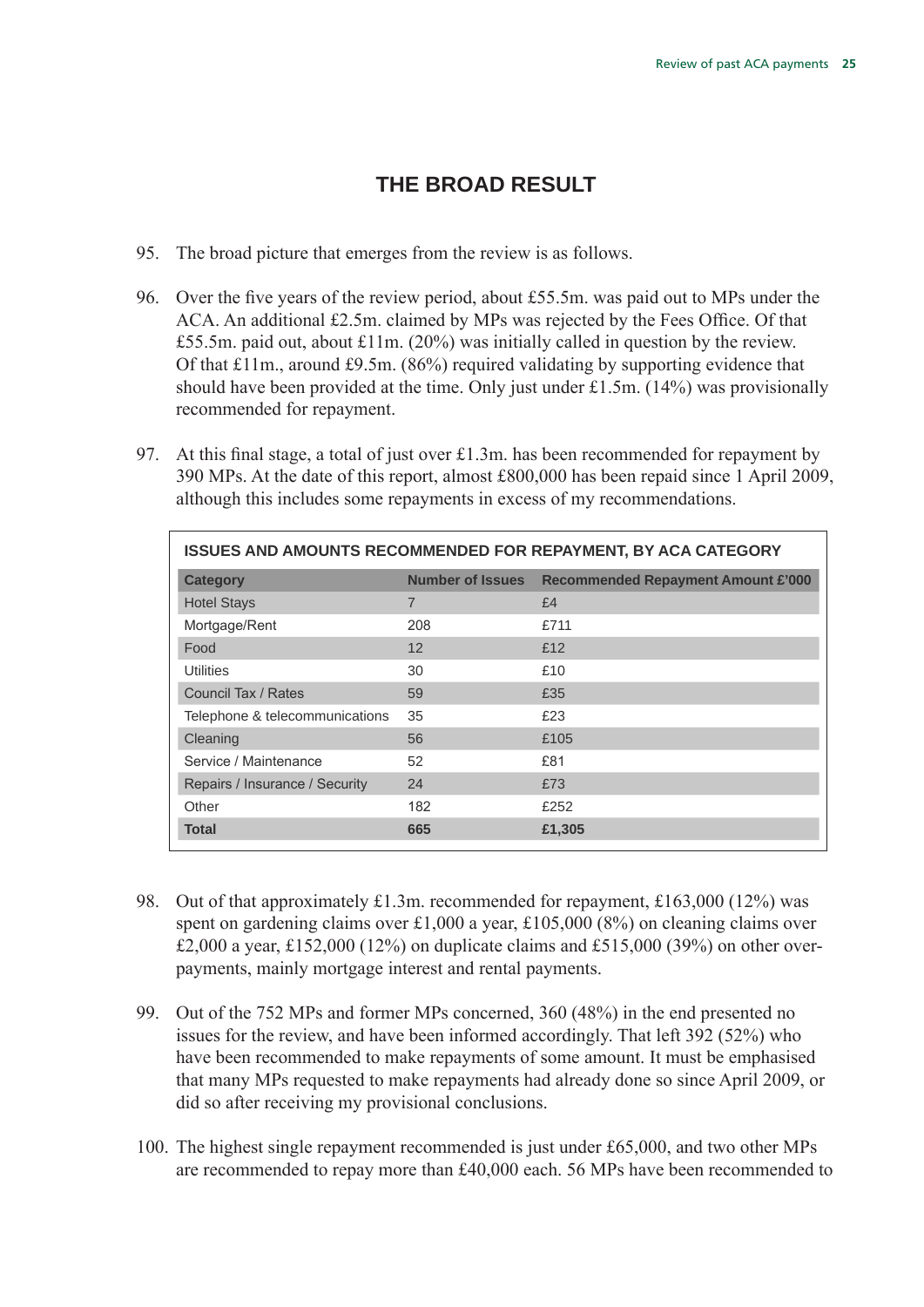## THE BROAD RESULT

95. The broad picture that emerges from the review is as follows.

96. Over the five years of the review period, about £55.5m. was paid out to MPs under the ACA. An additional £2.5m. claimed by MPs was rejected by the Fees Office. Of that £55.5m. paid out, about £11m. (20%) was initially called in question by the review. Of that £11m., around £9.5m. (86%) required validating by supporting evidence that should have been provided at the time. Only just under £1.5m. (14%) was provisionally recommended for repayment.

97. At this final stage, a total of just over £1.3m. has been recommended for repayment by 390 MPs. At the date of this report, almost £800,000 has been repaid since 1 April 2009, although this includes some repayments in excess of my recommendations.

**ISSUES AND AMOUNTS RECOMMENDED FOR REPAYMENT, BY ACA CATEGORY**

| Category | Number of Issues | Recommended Repayment Amount £'000 |
|---|---|---|
| Hotel Stays | 7 | £4 |
| Mortgage/Rent | 208 | £711 |
| Food | 12 | £12 |
| Utilities | 30 | £10 |
| Council Tax / Rates | 59 | £35 |
| Telephone & telecommunications | 35 | £23 |
| Cleaning | 56 | £105 |
| Service / Maintenance | 52 | £81 |
| Repairs / Insurance / Security | 24 | £73 |
| Other | 182 | £252 |
| **Total** | **665** | **£1,305** |

98. Out of that approximately £1.3m. recommended for repayment, £163,000 (12%) was spent on gardening claims over £1,000 a year, £105,000 (8%) on cleaning claims over £2,000 a year, £152,000 (12%) on duplicate claims and £515,000 (39%) on other over-payments, mainly mortgage interest and rental payments.

99. Out of the 752 MPs and former MPs concerned, 360 (48%) in the end presented no issues for the review, and have been informed accordingly. That left 392 (52%) who have been recommended to make repayments of some amount. It must be emphasised that many MPs requested to make repayments had already done so since April 2009, or did so after receiving my provisional conclusions.

100. The highest single repayment recommended is just under £65,000, and two other MPs are recommended to repay more than £40,000 each. 56 MPs have been recommended to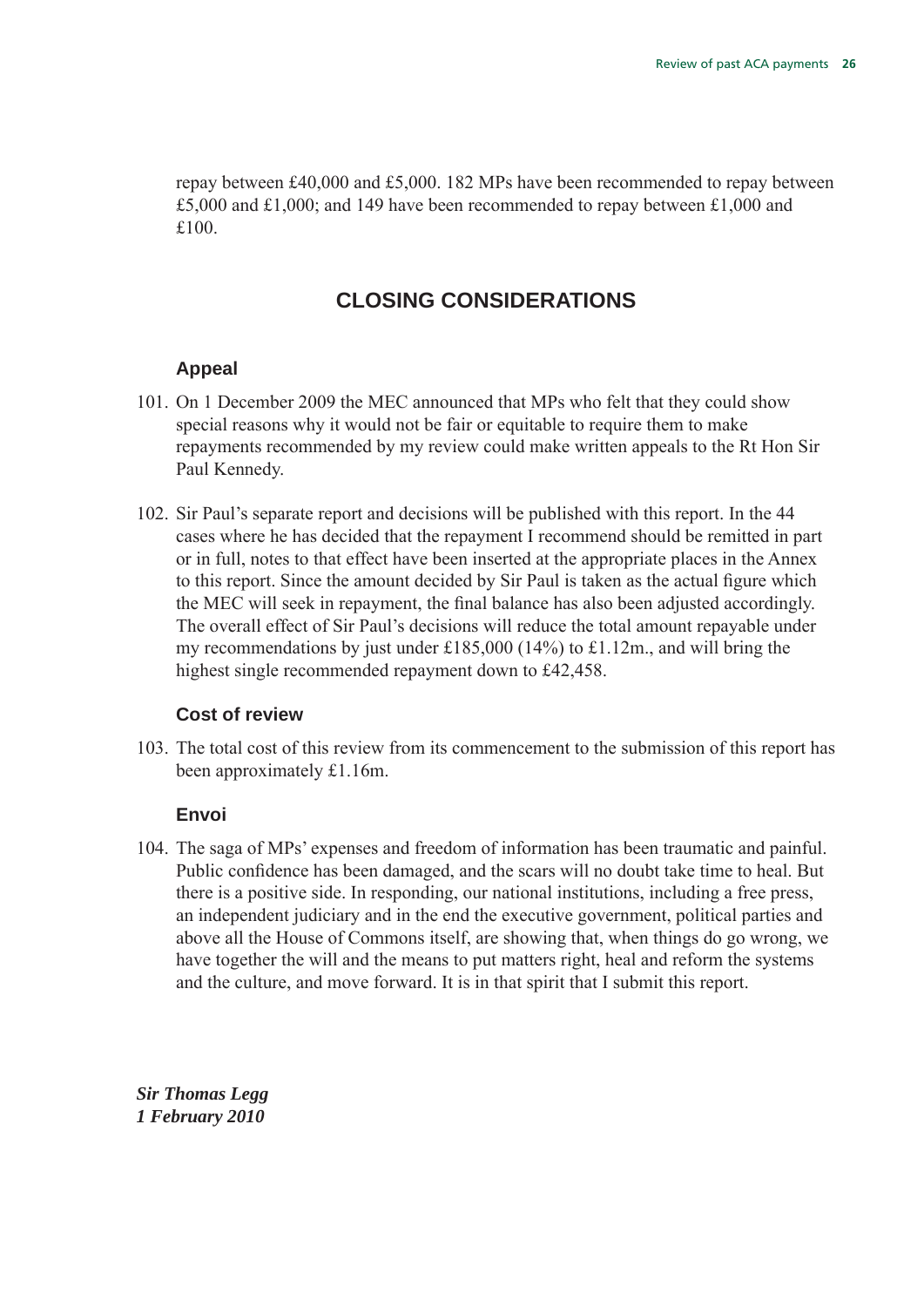repay between £40,000 and £5,000. 182 MPs have been recommended to repay between £5,000 and £1,000; and 149 have been recommended to repay between £1,000 and £100.

## CLOSING CONSIDERATIONS

### Appeal

101. On 1 December 2009 the MEC announced that MPs who felt that they could show special reasons why it would not be fair or equitable to require them to make repayments recommended by my review could make written appeals to the Rt Hon Sir Paul Kennedy.

102. Sir Paul's separate report and decisions will be published with this report. In the 44 cases where he has decided that the repayment I recommend should be remitted in part or in full, notes to that effect have been inserted at the appropriate places in the Annex to this report. Since the amount decided by Sir Paul is taken as the actual figure which the MEC will seek in repayment, the final balance has also been adjusted accordingly. The overall effect of Sir Paul's decisions will reduce the total amount repayable under my recommendations by just under £185,000 (14%) to £1.12m., and will bring the highest single recommended repayment down to £42,458.

### Cost of review

103. The total cost of this review from its commencement to the submission of this report has been approximately £1.16m.

### Envoi

104. The saga of MPs' expenses and freedom of information has been traumatic and painful. Public confidence has been damaged, and the scars will no doubt take time to heal. But there is a positive side. In responding, our national institutions, including a free press, an independent judiciary and in the end the executive government, political parties and above all the House of Commons itself, are showing that, when things do go wrong, we have together the will and the means to put matters right, heal and reform the systems and the culture, and move forward. It is in that spirit that I submit this report.

***Sir Thomas Legg***
***1 February 2010***